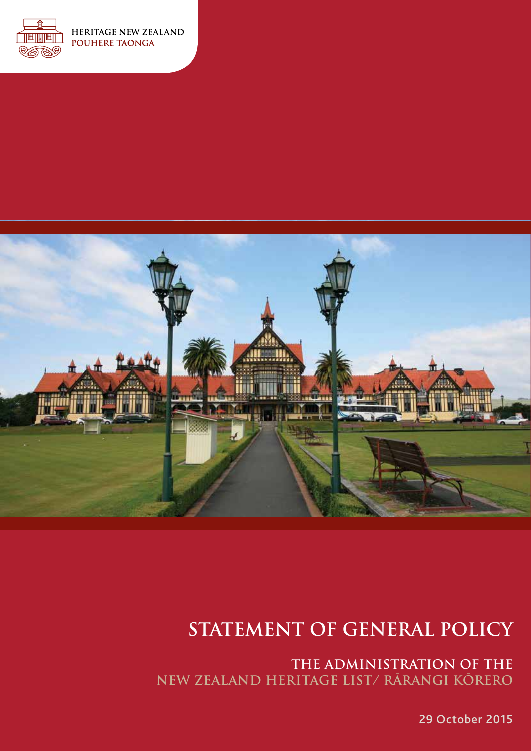HERITAGE NEW ZEALAND
POUHERE TAONGA

# STATEMENT OF GENERAL POLICY

## THE ADMINISTRATION OF THE NEW ZEALAND HERITAGE LIST/ RĀRANGI KŌRERO

29 October 2015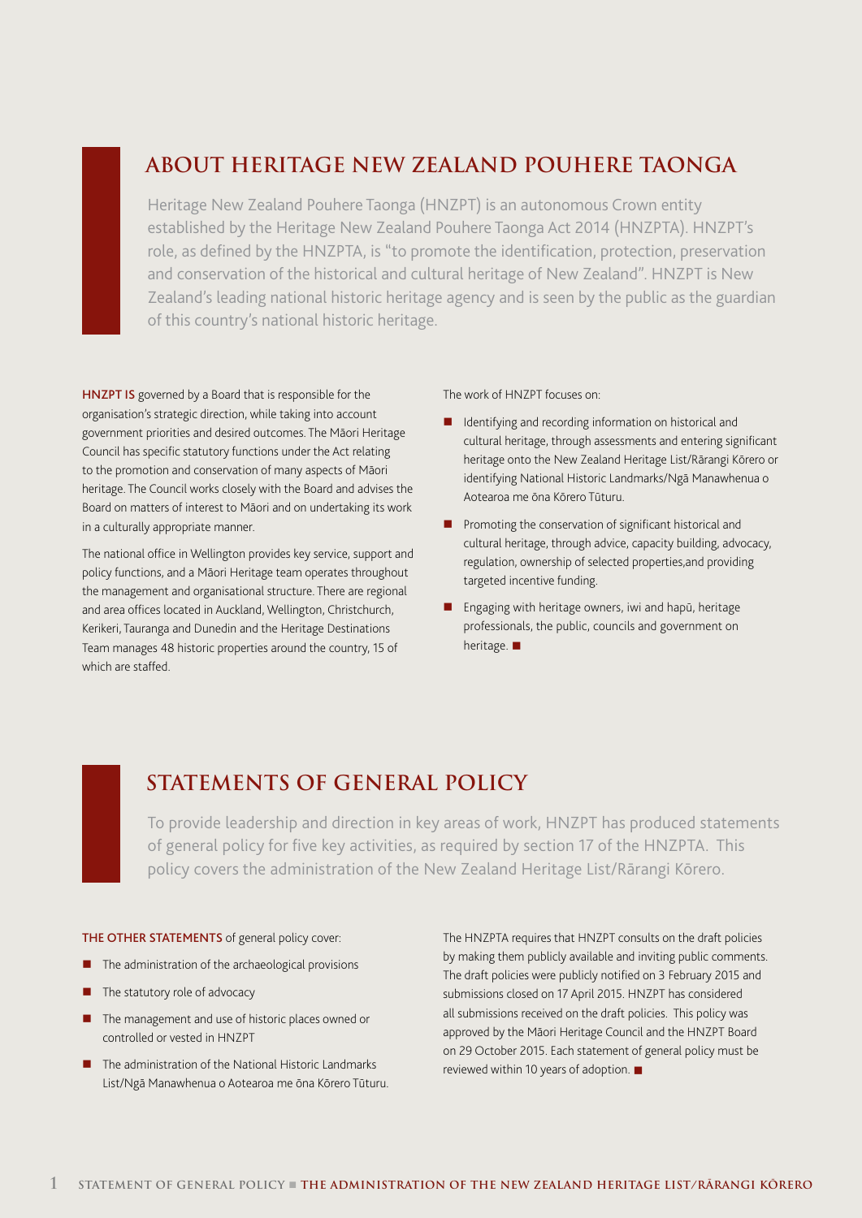## ABOUT HERITAGE NEW ZEALAND POUHERE TAONGA

Heritage New Zealand Pouhere Taonga (HNZPT) is an autonomous Crown entity established by the Heritage New Zealand Pouhere Taonga Act 2014 (HNZPTA). HNZPT's role, as defined by the HNZPTA, is "to promote the identification, protection, preservation and conservation of the historical and cultural heritage of New Zealand". HNZPT is New Zealand's leading national historic heritage agency and is seen by the public as the guardian of this country's national historic heritage.

**HNZPT IS** governed by a Board that is responsible for the organisation's strategic direction, while taking into account government priorities and desired outcomes. The Māori Heritage Council has specific statutory functions under the Act relating to the promotion and conservation of many aspects of Māori heritage. The Council works closely with the Board and advises the Board on matters of interest to Māori and on undertaking its work in a culturally appropriate manner.

The national office in Wellington provides key service, support and policy functions, and a Māori Heritage team operates throughout the management and organisational structure. There are regional and area offices located in Auckland, Wellington, Christchurch, Kerikeri, Tauranga and Dunedin and the Heritage Destinations Team manages 48 historic properties around the country, 15 of which are staffed.

The work of HNZPT focuses on:

- Identifying and recording information on historical and cultural heritage, through assessments and entering significant heritage onto the New Zealand Heritage List/Rārangi Kōrero or identifying National Historic Landmarks/Ngā Manawhenua o Aotearoa me ōna Kōrero Tūturu.
- Promoting the conservation of significant historical and cultural heritage, through advice, capacity building, advocacy, regulation, ownership of selected properties,and providing targeted incentive funding.
- Engaging with heritage owners, iwi and hapū, heritage professionals, the public, councils and government on heritage. ■

## STATEMENTS OF GENERAL POLICY

To provide leadership and direction in key areas of work, HNZPT has produced statements of general policy for five key activities, as required by section 17 of the HNZPTA. This policy covers the administration of the New Zealand Heritage List/Rārangi Kōrero.

**THE OTHER STATEMENTS** of general policy cover:

- The administration of the archaeological provisions
- The statutory role of advocacy
- The management and use of historic places owned or controlled or vested in HNZPT
- The administration of the National Historic Landmarks List/Ngā Manawhenua o Aotearoa me ōna Kōrero Tūturu.

The HNZPTA requires that HNZPT consults on the draft policies by making them publicly available and inviting public comments. The draft policies were publicly notified on 3 February 2015 and submissions closed on 17 April 2015. HNZPT has considered all submissions received on the draft policies. This policy was approved by the Māori Heritage Council and the HNZPT Board on 29 October 2015. Each statement of general policy must be reviewed within 10 years of adoption. ■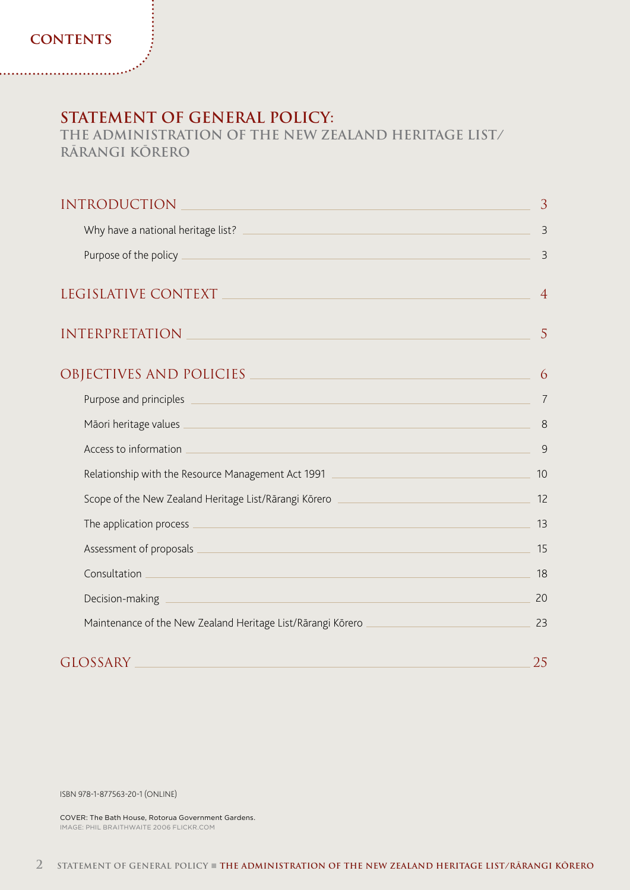# CONTENTS

## STATEMENT OF GENERAL POLICY:

### THE ADMINISTRATION OF THE NEW ZEALAND HERITAGE LIST/ RĀRANGI KŌRERO

| | |
|---|---|
| INTRODUCTION | 3 |
| Why have a national heritage list? | 3 |
| Purpose of the policy | 3 |
| LEGISLATIVE CONTEXT | 4 |
| INTERPRETATION | 5 |
| OBJECTIVES AND POLICIES | 6 |
| Purpose and principles | 7 |
| Māori heritage values | 8 |
| Access to information | 9 |
| Relationship with the Resource Management Act 1991 | 10 |
| Scope of the New Zealand Heritage List/Rārangi Kōrero | 12 |
| The application process | 13 |
| Assessment of proposals | 15 |
| Consultation | 18 |
| Decision-making | 20 |
| Maintenance of the New Zealand Heritage List/Rārangi Kōrero | 23 |
| GLOSSARY | 25 |

ISBN 978-1-877563-20-1 (ONLINE)

COVER: The Bath House, Rotorua Government Gardens.
IMAGE: PHIL BRAITHWAITE 2006 FLICKR.COM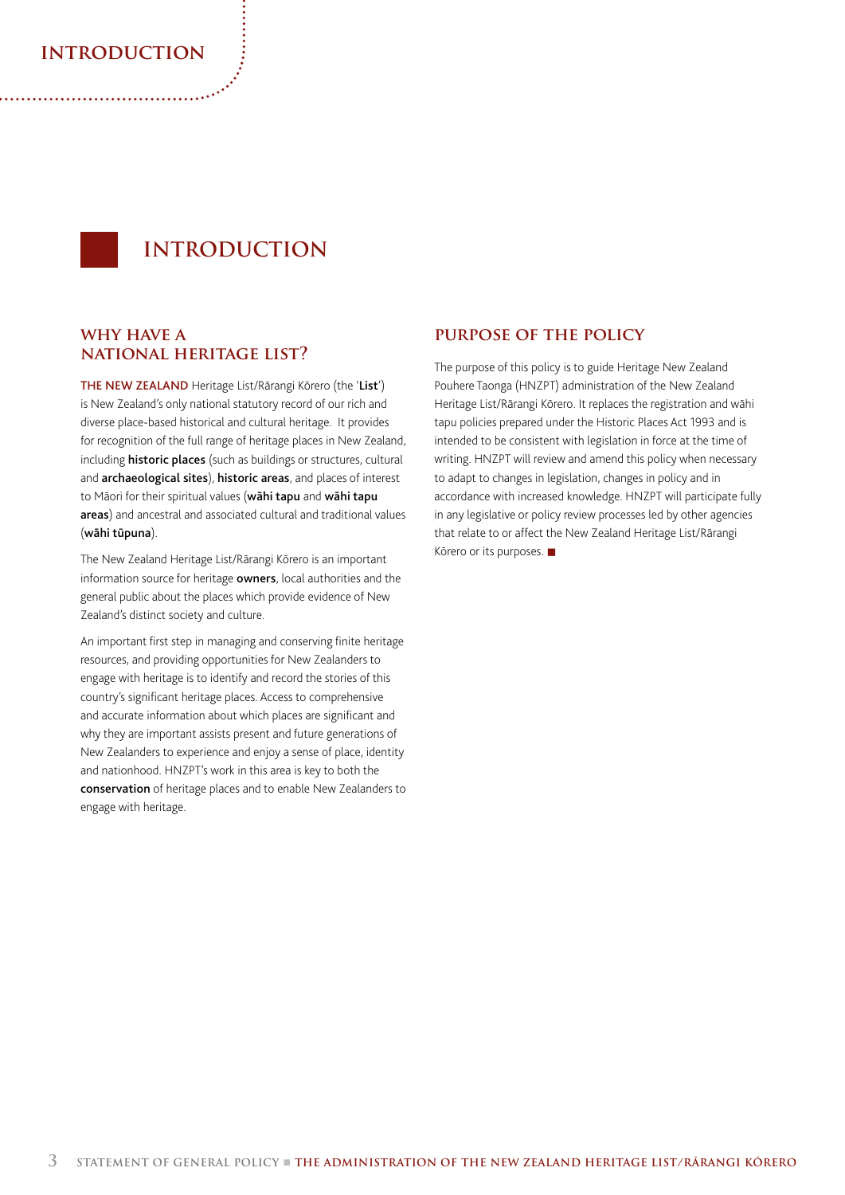# INTRODUCTION

## WHY HAVE A NATIONAL HERITAGE LIST?

THE NEW ZEALAND Heritage List/Rārangi Kōrero (the '**List**') is New Zealand's only national statutory record of our rich and diverse place-based historical and cultural heritage. It provides for recognition of the full range of heritage places in New Zealand, including **historic places** (such as buildings or structures, cultural and **archaeological sites**), **historic areas**, and places of interest to Māori for their spiritual values (**wāhi tapu** and **wāhi tapu areas**) and ancestral and associated cultural and traditional values (**wāhi tūpuna**).

The New Zealand Heritage List/Rārangi Kōrero is an important information source for heritage **owners**, local authorities and the general public about the places which provide evidence of New Zealand's distinct society and culture.

An important first step in managing and conserving finite heritage resources, and providing opportunities for New Zealanders to engage with heritage is to identify and record the stories of this country's significant heritage places. Access to comprehensive and accurate information about which places are significant and why they are important assists present and future generations of New Zealanders to experience and enjoy a sense of place, identity and nationhood. HNZPT's work in this area is key to both the **conservation** of heritage places and to enable New Zealanders to engage with heritage.

## PURPOSE OF THE POLICY

The purpose of this policy is to guide Heritage New Zealand Pouhere Taonga (HNZPT) administration of the New Zealand Heritage List/Rārangi Kōrero. It replaces the registration and wāhi tapu policies prepared under the Historic Places Act 1993 and is intended to be consistent with legislation in force at the time of writing. HNZPT will review and amend this policy when necessary to adapt to changes in legislation, changes in policy and in accordance with increased knowledge. HNZPT will participate fully in any legislative or policy review processes led by other agencies that relate to or affect the New Zealand Heritage List/Rārangi Kōrero or its purposes. ■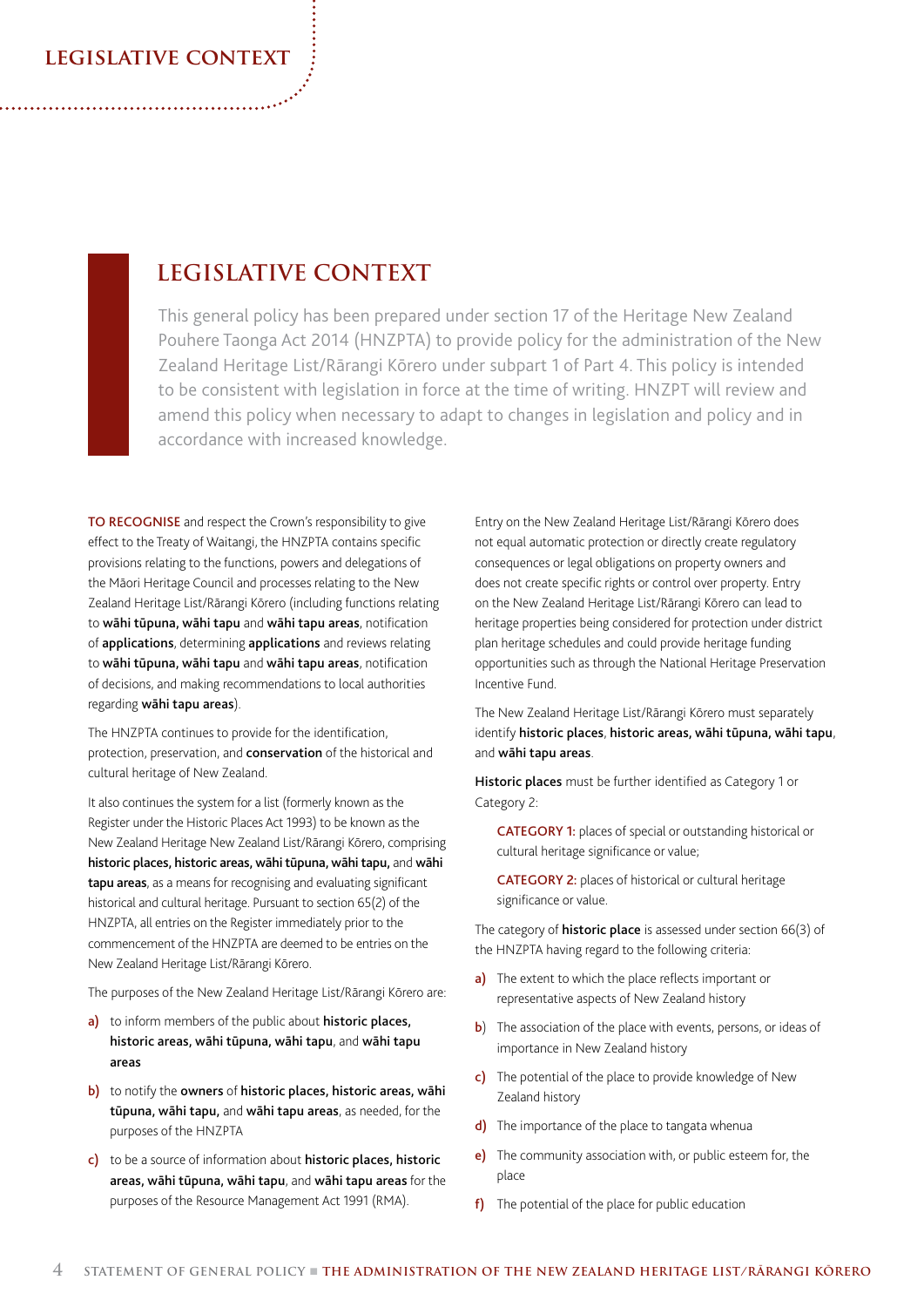# LEGISLATIVE CONTEXT

This general policy has been prepared under section 17 of the Heritage New Zealand Pouhere Taonga Act 2014 (HNZPTA) to provide policy for the administration of the New Zealand Heritage List/Rārangi Kōrero under subpart 1 of Part 4. This policy is intended to be consistent with legislation in force at the time of writing. HNZPT will review and amend this policy when necessary to adapt to changes in legislation and policy and in accordance with increased knowledge.

**TO RECOGNISE** and respect the Crown's responsibility to give effect to the Treaty of Waitangi, the HNZPTA contains specific provisions relating to the functions, powers and delegations of the Māori Heritage Council and processes relating to the New Zealand Heritage List/Rārangi Kōrero (including functions relating to **wāhi tūpuna, wāhi tapu** and **wāhi tapu areas**, notification of **applications**, determining **applications** and reviews relating to **wāhi tūpuna, wāhi tapu** and **wāhi tapu areas**, notification of decisions, and making recommendations to local authorities regarding **wāhi tapu areas**).

The HNZPTA continues to provide for the identification, protection, preservation, and **conservation** of the historical and cultural heritage of New Zealand.

It also continues the system for a list (formerly known as the Register under the Historic Places Act 1993) to be known as the New Zealand Heritage New Zealand List/Rārangi Kōrero, comprising **historic places, historic areas, wāhi tūpuna, wāhi tapu,** and **wāhi tapu areas**, as a means for recognising and evaluating significant historical and cultural heritage. Pursuant to section 65(2) of the HNZPTA, all entries on the Register immediately prior to the commencement of the HNZPTA are deemed to be entries on the New Zealand Heritage List/Rārangi Kōrero.

The purposes of the New Zealand Heritage List/Rārangi Kōrero are:

a) to inform members of the public about **historic places, historic areas, wāhi tūpuna, wāhi tapu**, and **wāhi tapu areas**

b) to notify the **owners** of **historic places, historic areas, wāhi tūpuna, wāhi tapu,** and **wāhi tapu areas**, as needed, for the purposes of the HNZPTA

c) to be a source of information about **historic places, historic areas, wāhi tūpuna, wāhi tapu**, and **wāhi tapu areas** for the purposes of the Resource Management Act 1991 (RMA).

Entry on the New Zealand Heritage List/Rārangi Kōrero does not equal automatic protection or directly create regulatory consequences or legal obligations on property owners and does not create specific rights or control over property. Entry on the New Zealand Heritage List/Rārangi Kōrero can lead to heritage properties being considered for protection under district plan heritage schedules and could provide heritage funding opportunities such as through the National Heritage Preservation Incentive Fund.

The New Zealand Heritage List/Rārangi Kōrero must separately identify **historic places**, **historic areas**, **wāhi tūpuna, wāhi tapu**, and **wāhi tapu areas**.

**Historic places** must be further identified as Category 1 or Category 2:

> **CATEGORY 1:** places of special or outstanding historical or cultural heritage significance or value;
>
> **CATEGORY 2:** places of historical or cultural heritage significance or value.

The category of **historic place** is assessed under section 66(3) of the HNZPTA having regard to the following criteria:

a) The extent to which the place reflects important or representative aspects of New Zealand history

b) The association of the place with events, persons, or ideas of importance in New Zealand history

c) The potential of the place to provide knowledge of New Zealand history

d) The importance of the place to tangata whenua

e) The community association with, or public esteem for, the place

f) The potential of the place for public education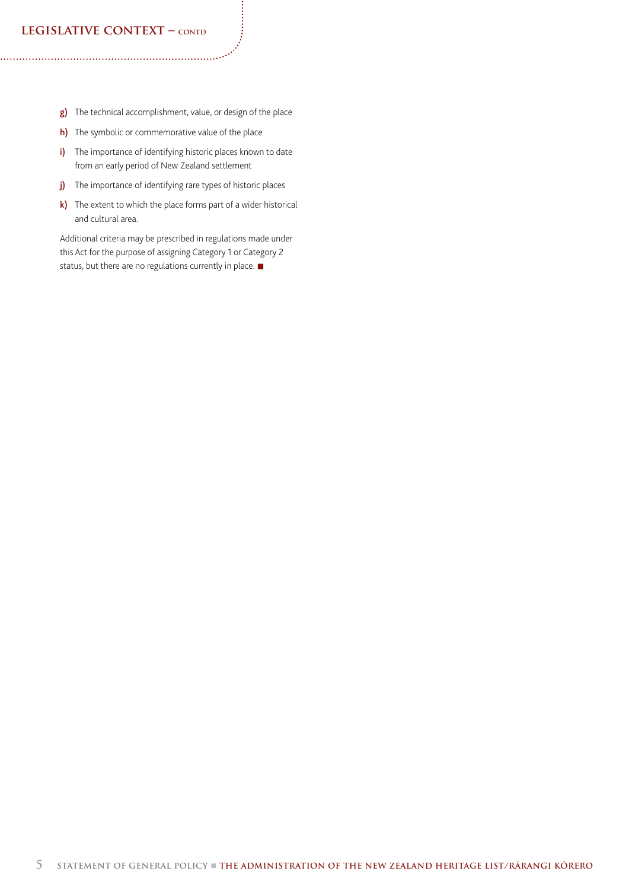## LEGISLATIVE CONTEXT – CONTD

g) The technical accomplishment, value, or design of the place

h) The symbolic or commemorative value of the place

i) The importance of identifying historic places known to date from an early period of New Zealand settlement

j) The importance of identifying rare types of historic places

k) The extent to which the place forms part of a wider historical and cultural area.

Additional criteria may be prescribed in regulations made under this Act for the purpose of assigning Category 1 or Category 2 status, but there are no regulations currently in place. ■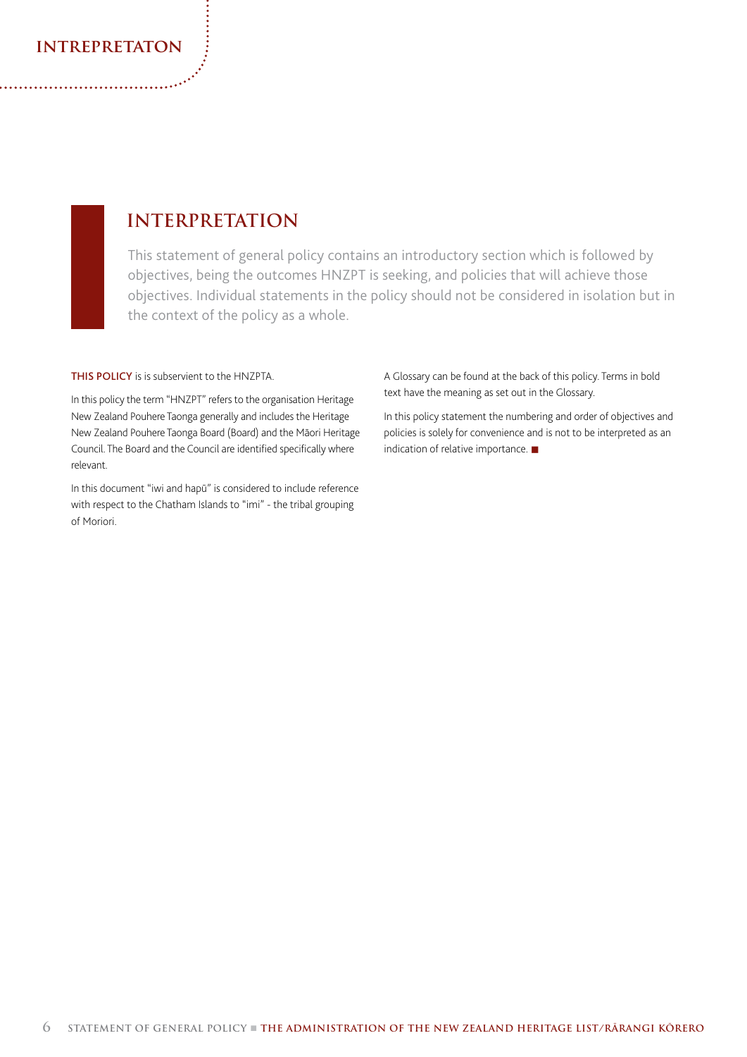# INTERPRETATION

This statement of general policy contains an introductory section which is followed by objectives, being the outcomes HNZPT is seeking, and policies that will achieve those objectives. Individual statements in the policy should not be considered in isolation but in the context of the policy as a whole.

**THIS POLICY** is is subservient to the HNZPTA.

In this policy the term "HNZPT" refers to the organisation Heritage New Zealand Pouhere Taonga generally and includes the Heritage New Zealand Pouhere Taonga Board (Board) and the Māori Heritage Council. The Board and the Council are identified specifically where relevant.

In this document "iwi and hapū" is considered to include reference with respect to the Chatham Islands to "imi" - the tribal grouping of Moriori.

A Glossary can be found at the back of this policy. Terms in bold text have the meaning as set out in the Glossary.

In this policy statement the numbering and order of objectives and policies is solely for convenience and is not to be interpreted as an indication of relative importance. ■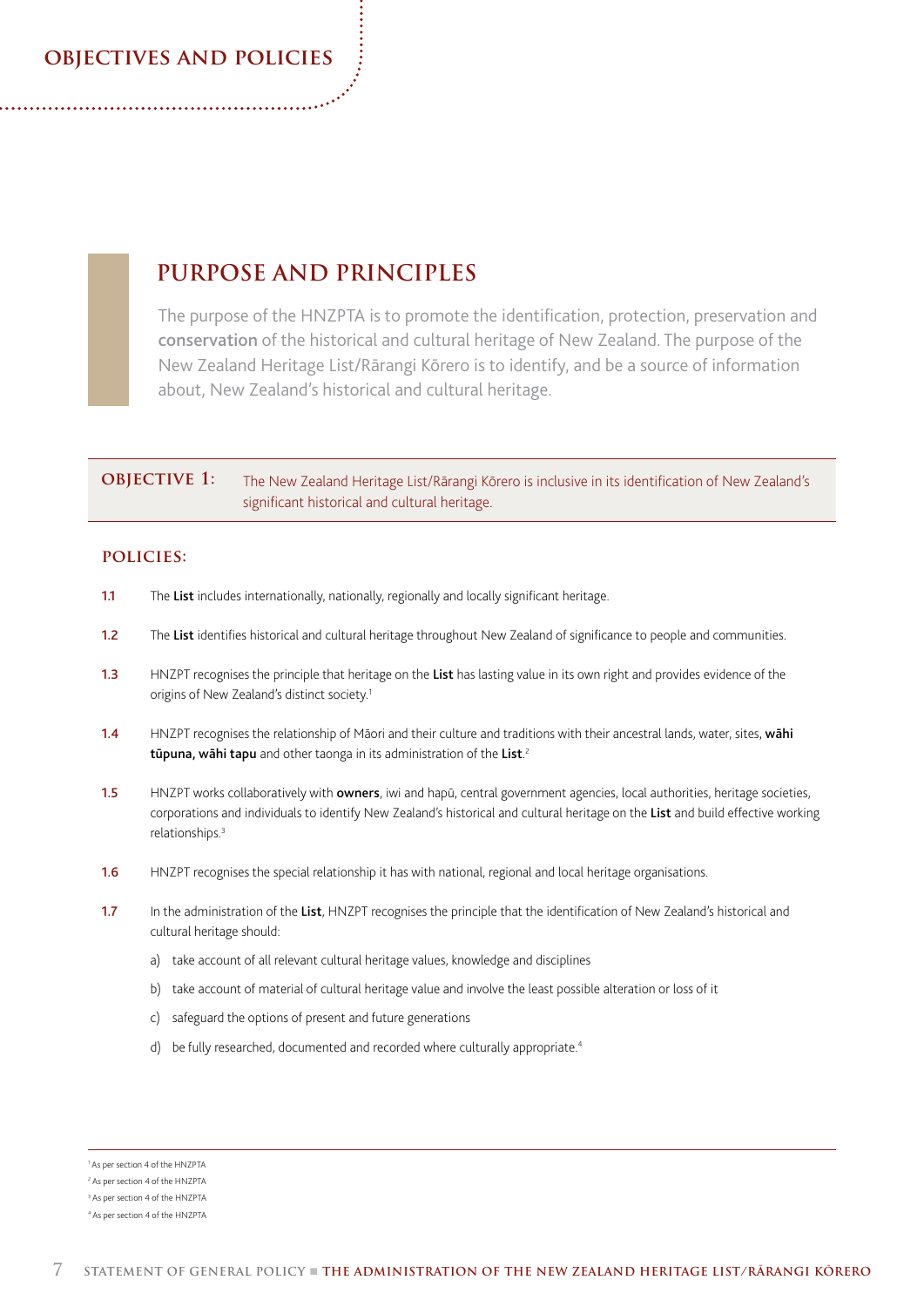# OBJECTIVES AND POLICIES

## PURPOSE AND PRINCIPLES

The purpose of the HNZPTA is to promote the identification, protection, preservation and **conservation** of the historical and cultural heritage of New Zealand. The purpose of the New Zealand Heritage List/Rārangi Kōrero is to identify, and be a source of information about, New Zealand's historical and cultural heritage.

**OBJECTIVE 1:** The New Zealand Heritage List/Rārangi Kōrero is inclusive in its identification of New Zealand's significant historical and cultural heritage.

### POLICIES:

**1.1** The **List** includes internationally, nationally, regionally and locally significant heritage.

**1.2** The **List** identifies historical and cultural heritage throughout New Zealand of significance to people and communities.

**1.3** HNZPT recognises the principle that heritage on the **List** has lasting value in its own right and provides evidence of the origins of New Zealand's distinct society.[1]

**1.4** HNZPT recognises the relationship of Māori and their culture and traditions with their ancestral lands, water, sites, **wāhi tūpuna, wāhi tapu** and other taonga in its administration of the **List**.[2]

**1.5** HNZPT works collaboratively with **owners**, iwi and hapū, central government agencies, local authorities, heritage societies, corporations and individuals to identify New Zealand's historical and cultural heritage on the **List** and build effective working relationships.[3]

**1.6** HNZPT recognises the special relationship it has with national, regional and local heritage organisations.

**1.7** In the administration of the **List**, HNZPT recognises the principle that the identification of New Zealand's historical and cultural heritage should:

a) take account of all relevant cultural heritage values, knowledge and disciplines

b) take account of material of cultural heritage value and involve the least possible alteration or loss of it

c) safeguard the options of present and future generations

d) be fully researched, documented and recorded where culturally appropriate.[4]

---

[1] As per section 4 of the HNZPTA

[2] As per section 4 of the HNZPTA

[3] As per section 4 of the HNZPTA

[4] As per section 4 of the HNZPTA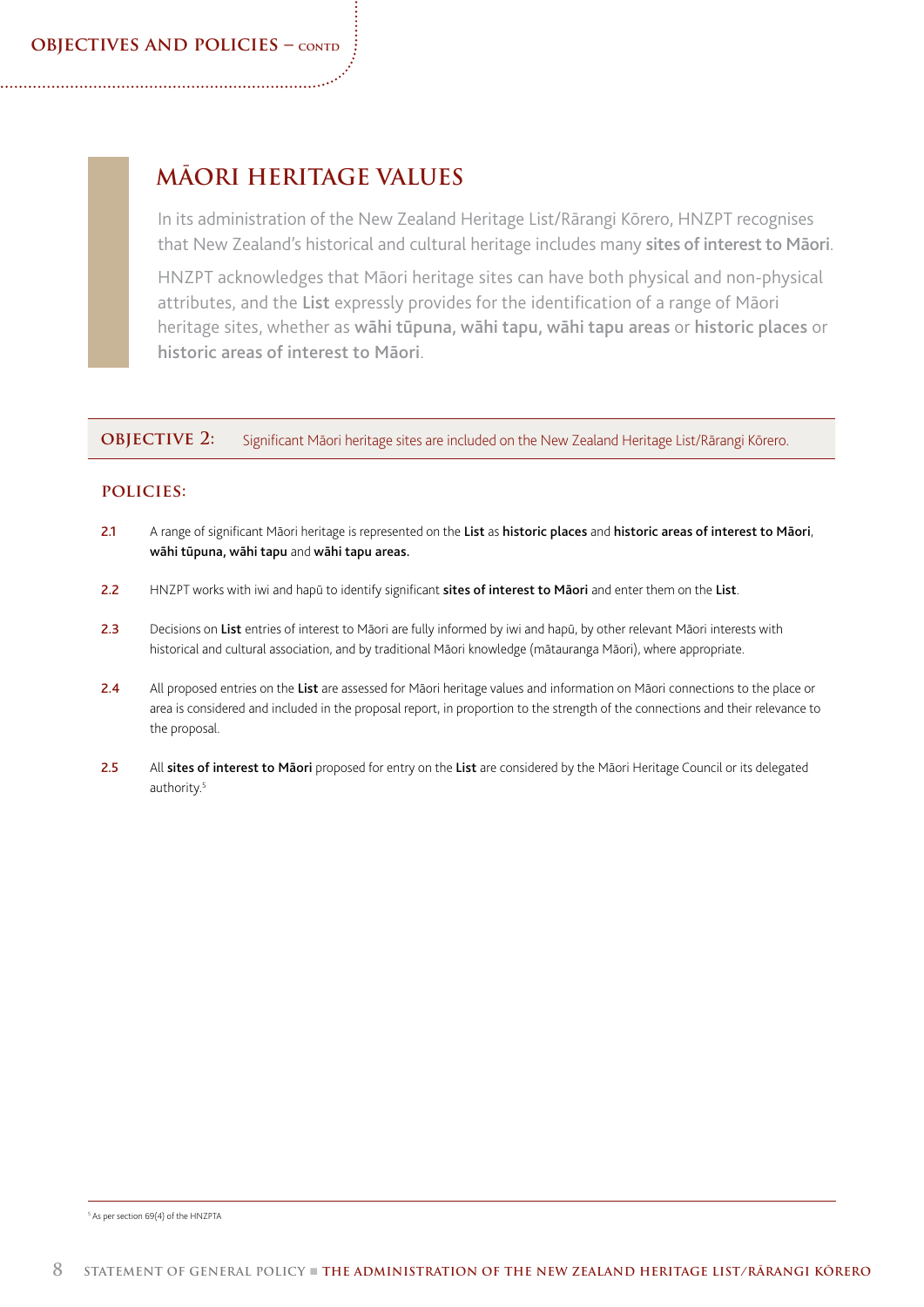## MĀORI HERITAGE VALUES

In its administration of the New Zealand Heritage List/Rārangi Kōrero, HNZPT recognises that New Zealand's historical and cultural heritage includes many **sites of interest to Māori**.

HNZPT acknowledges that Māori heritage sites can have both physical and non-physical attributes, and the **List** expressly provides for the identification of a range of Māori heritage sites, whether as **wāhi tūpuna, wāhi tapu, wāhi tapu areas** or **historic places** or **historic areas of interest to Māori**.

**OBJECTIVE 2:** Significant Māori heritage sites are included on the New Zealand Heritage List/Rārangi Kōrero.

### POLICIES:

**2.1** A range of significant Māori heritage is represented on the **List** as **historic places** and **historic areas of interest to Māori**, **wāhi tūpuna, wāhi tapu** and **wāhi tapu areas.**

**2.2** HNZPT works with iwi and hapū to identify significant **sites of interest to Māori** and enter them on the **List**.

**2.3** Decisions on **List** entries of interest to Māori are fully informed by iwi and hapū, by other relevant Māori interests with historical and cultural association, and by traditional Māori knowledge (mātauranga Māori), where appropriate.

**2.4** All proposed entries on the **List** are assessed for Māori heritage values and information on Māori connections to the place or area is considered and included in the proposal report, in proportion to the strength of the connections and their relevance to the proposal.

**2.5** All **sites of interest to Māori** proposed for entry on the **List** are considered by the Māori Heritage Council or its delegated authority.[5]

[5] As per section 69(4) of the HNZPTA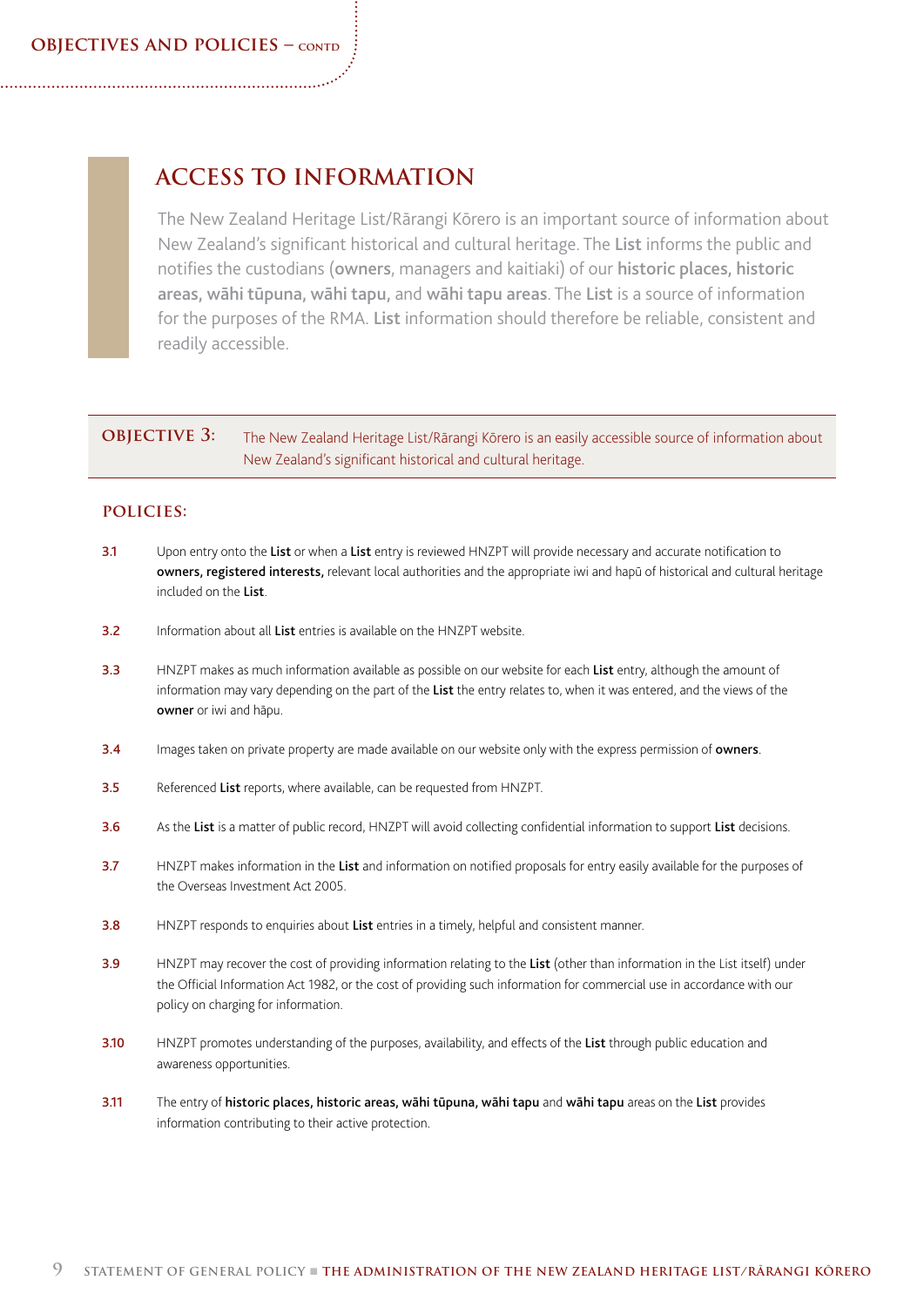## ACCESS TO INFORMATION

The New Zealand Heritage List/Rārangi Kōrero is an important source of information about New Zealand's significant historical and cultural heritage. The **List** informs the public and notifies the custodians (**owners**, managers and kaitiaki) of our **historic places, historic areas, wāhi tūpuna, wāhi tapu,** and **wāhi tapu areas**. The **List** is a source of information for the purposes of the RMA. **List** information should therefore be reliable, consistent and readily accessible.

**OBJECTIVE 3:** The New Zealand Heritage List/Rārangi Kōrero is an easily accessible source of information about New Zealand's significant historical and cultural heritage.

### POLICIES:

**3.1** Upon entry onto the **List** or when a **List** entry is reviewed HNZPT will provide necessary and accurate notification to **owners, registered interests,** relevant local authorities and the appropriate iwi and hapū of historical and cultural heritage included on the **List**.

**3.2** Information about all **List** entries is available on the HNZPT website.

**3.3** HNZPT makes as much information available as possible on our website for each **List** entry, although the amount of information may vary depending on the part of the **List** the entry relates to, when it was entered, and the views of the **owner** or iwi and hāpu.

**3.4** Images taken on private property are made available on our website only with the express permission of **owners**.

**3.5** Referenced **List** reports, where available, can be requested from HNZPT.

**3.6** As the **List** is a matter of public record, HNZPT will avoid collecting confidential information to support **List** decisions.

**3.7** HNZPT makes information in the **List** and information on notified proposals for entry easily available for the purposes of the Overseas Investment Act 2005.

**3.8** HNZPT responds to enquiries about **List** entries in a timely, helpful and consistent manner.

**3.9** HNZPT may recover the cost of providing information relating to the **List** (other than information in the List itself) under the Official Information Act 1982, or the cost of providing such information for commercial use in accordance with our policy on charging for information.

**3.10** HNZPT promotes understanding of the purposes, availability, and effects of the **List** through public education and awareness opportunities.

**3.11** The entry of **historic places, historic areas, wāhi tūpuna, wāhi tapu** and **wāhi tapu** areas on the **List** provides information contributing to their active protection.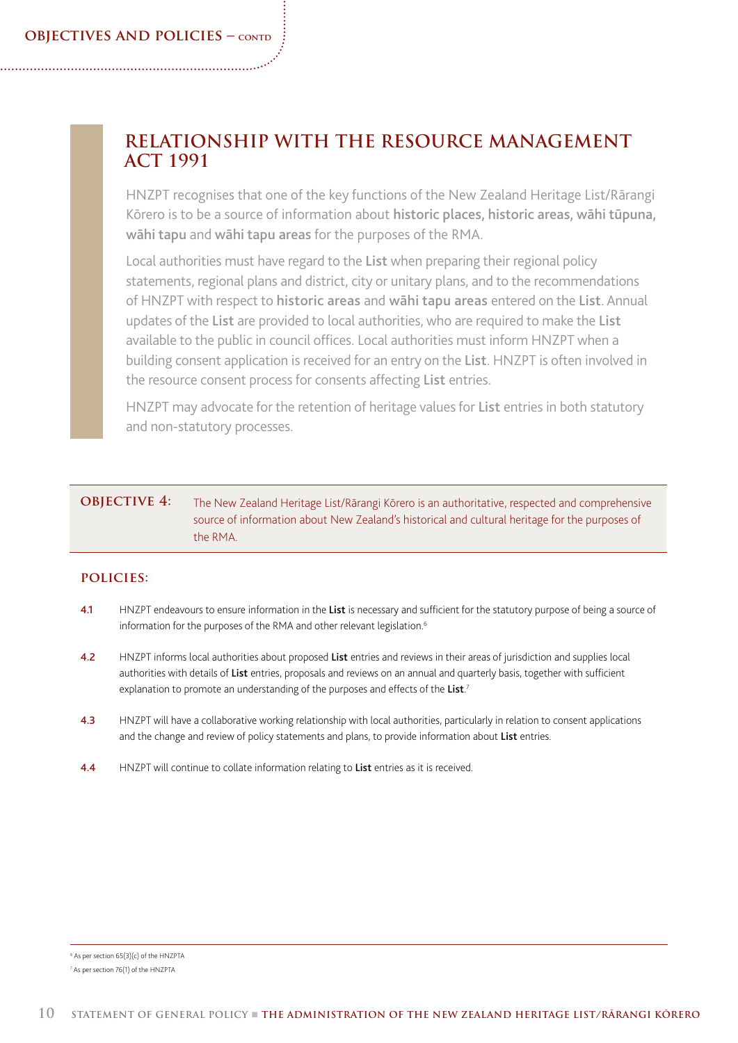## RELATIONSHIP WITH THE RESOURCE MANAGEMENT ACT 1991

HNZPT recognises that one of the key functions of the New Zealand Heritage List/Rārangi Kōrero is to be a source of information about **historic places, historic areas, wāhi tūpuna, wāhi tapu** and **wāhi tapu areas** for the purposes of the RMA.

Local authorities must have regard to the **List** when preparing their regional policy statements, regional plans and district, city or unitary plans, and to the recommendations of HNZPT with respect to **historic areas** and **wāhi tapu areas** entered on the **List**. Annual updates of the **List** are provided to local authorities, who are required to make the **List** available to the public in council offices. Local authorities must inform HNZPT when a building consent application is received for an entry on the **List**. HNZPT is often involved in the resource consent process for consents affecting **List** entries.

HNZPT may advocate for the retention of heritage values for **List** entries in both statutory and non-statutory processes.

**OBJECTIVE 4:** The New Zealand Heritage List/Rārangi Kōrero is an authoritative, respected and comprehensive source of information about New Zealand's historical and cultural heritage for the purposes of the RMA.

### POLICIES:

**4.1** HNZPT endeavours to ensure information in the **List** is necessary and sufficient for the statutory purpose of being a source of information for the purposes of the RMA and other relevant legislation.[6]

**4.2** HNZPT informs local authorities about proposed **List** entries and reviews in their areas of jurisdiction and supplies local authorities with details of **List** entries, proposals and reviews on an annual and quarterly basis, together with sufficient explanation to promote an understanding of the purposes and effects of the **List**.[7]

**4.3** HNZPT will have a collaborative working relationship with local authorities, particularly in relation to consent applications and the change and review of policy statements and plans, to provide information about **List** entries.

**4.4** HNZPT will continue to collate information relating to **List** entries as it is received.

---

[6] As per section 65(3)(c) of the HNZPTA

[7] As per section 76(1) of the HNZPTA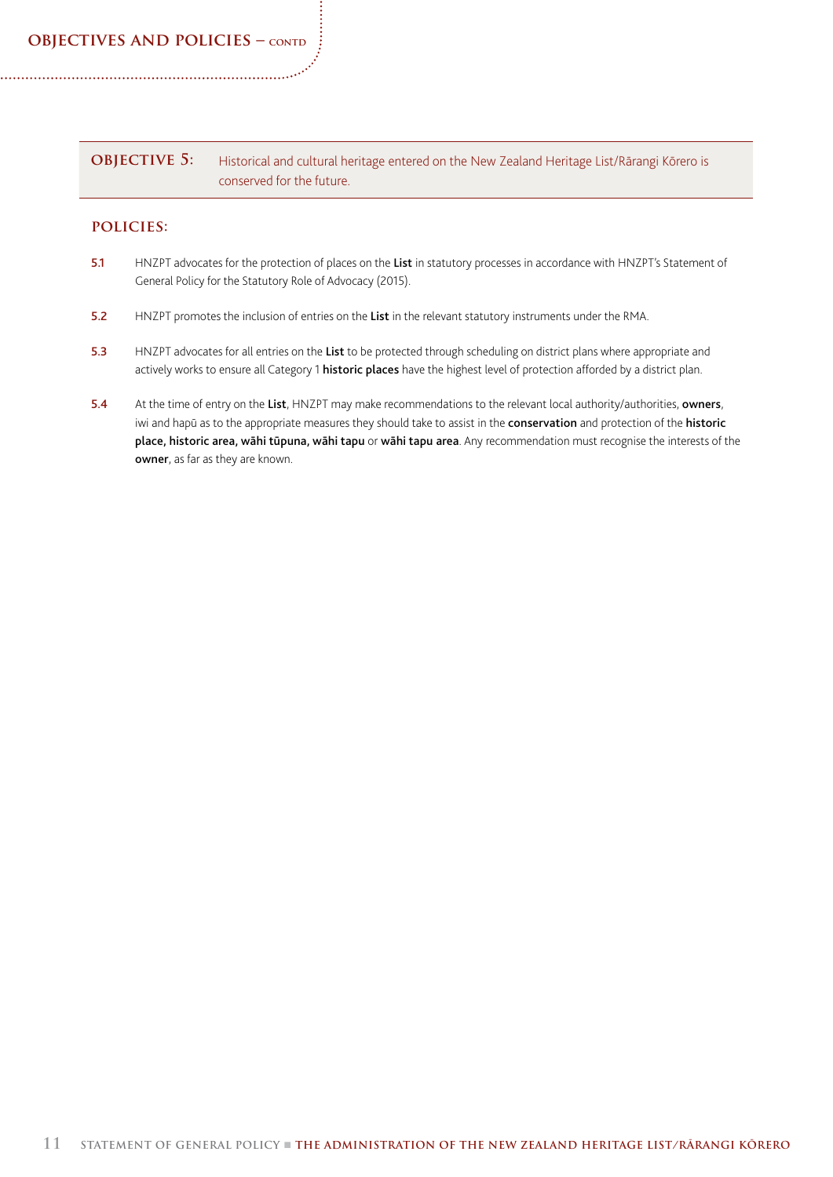## OBJECTIVE 5: Historical and cultural heritage entered on the New Zealand Heritage List/Rārangi Kōrero is conserved for the future.

### POLICIES:

**5.1** HNZPT advocates for the protection of places on the **List** in statutory processes in accordance with HNZPT's Statement of General Policy for the Statutory Role of Advocacy (2015).

**5.2** HNZPT promotes the inclusion of entries on the **List** in the relevant statutory instruments under the RMA.

**5.3** HNZPT advocates for all entries on the **List** to be protected through scheduling on district plans where appropriate and actively works to ensure all Category 1 **historic places** have the highest level of protection afforded by a district plan.

**5.4** At the time of entry on the **List**, HNZPT may make recommendations to the relevant local authority/authorities, **owners**, iwi and hapū as to the appropriate measures they should take to assist in the **conservation** and protection of the **historic place, historic area, wāhi tūpuna, wāhi tapu** or **wāhi tapu area**. Any recommendation must recognise the interests of the **owner**, as far as they are known.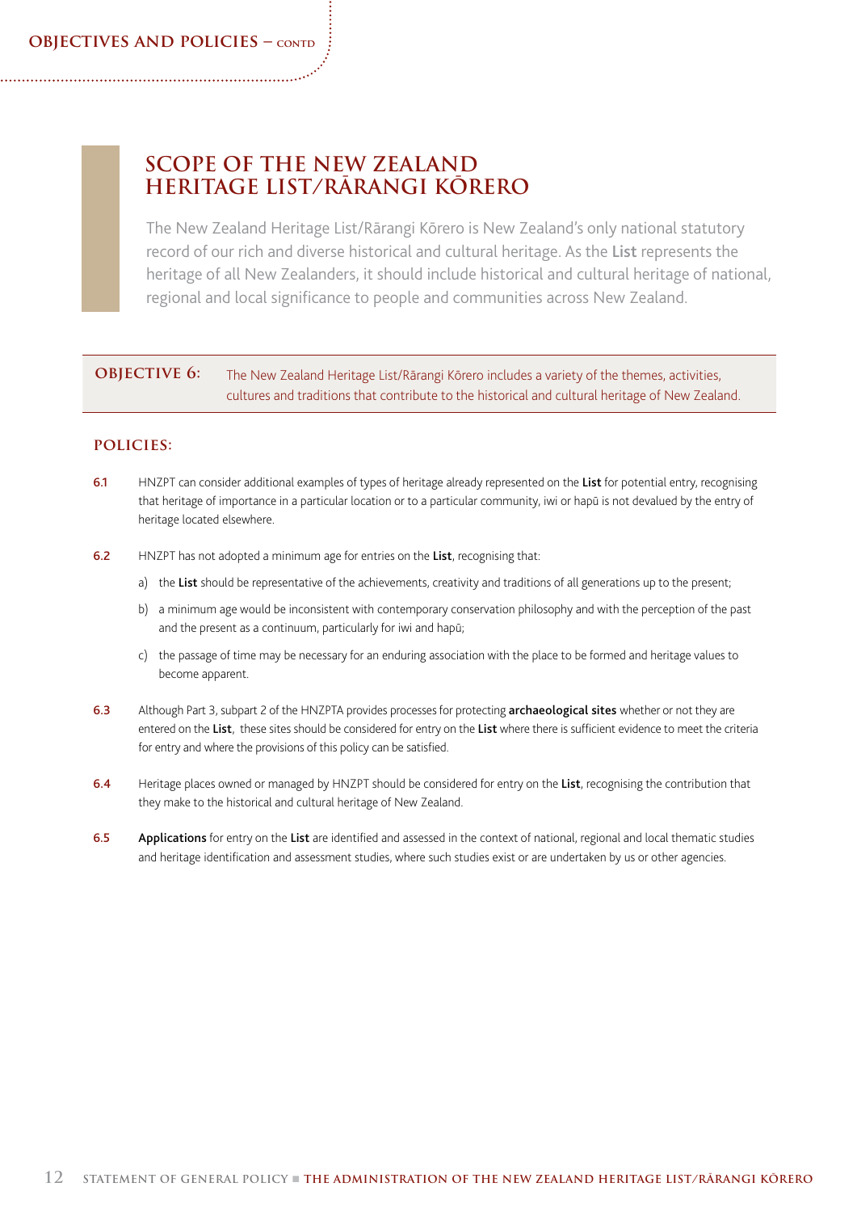## SCOPE OF THE NEW ZEALAND HERITAGE LIST/RĀRANGI KŌRERO

The New Zealand Heritage List/Rārangi Kōrero is New Zealand's only national statutory record of our rich and diverse historical and cultural heritage. As the **List** represents the heritage of all New Zealanders, it should include historical and cultural heritage of national, regional and local significance to people and communities across New Zealand.

**OBJECTIVE 6:** The New Zealand Heritage List/Rārangi Kōrero includes a variety of the themes, activities, cultures and traditions that contribute to the historical and cultural heritage of New Zealand.

### POLICIES:

**6.1** HNZPT can consider additional examples of types of heritage already represented on the **List** for potential entry, recognising that heritage of importance in a particular location or to a particular community, iwi or hapū is not devalued by the entry of heritage located elsewhere.

**6.2** HNZPT has not adopted a minimum age for entries on the **List**, recognising that:

a) the **List** should be representative of the achievements, creativity and traditions of all generations up to the present;

b) a minimum age would be inconsistent with contemporary conservation philosophy and with the perception of the past and the present as a continuum, particularly for iwi and hapū;

c) the passage of time may be necessary for an enduring association with the place to be formed and heritage values to become apparent.

**6.3** Although Part 3, subpart 2 of the HNZPTA provides processes for protecting **archaeological sites** whether or not they are entered on the **List**, these sites should be considered for entry on the **List** where there is sufficient evidence to meet the criteria for entry and where the provisions of this policy can be satisfied.

**6.4** Heritage places owned or managed by HNZPT should be considered for entry on the **List**, recognising the contribution that they make to the historical and cultural heritage of New Zealand.

**6.5** **Applications** for entry on the **List** are identified and assessed in the context of national, regional and local thematic studies and heritage identification and assessment studies, where such studies exist or are undertaken by us or other agencies.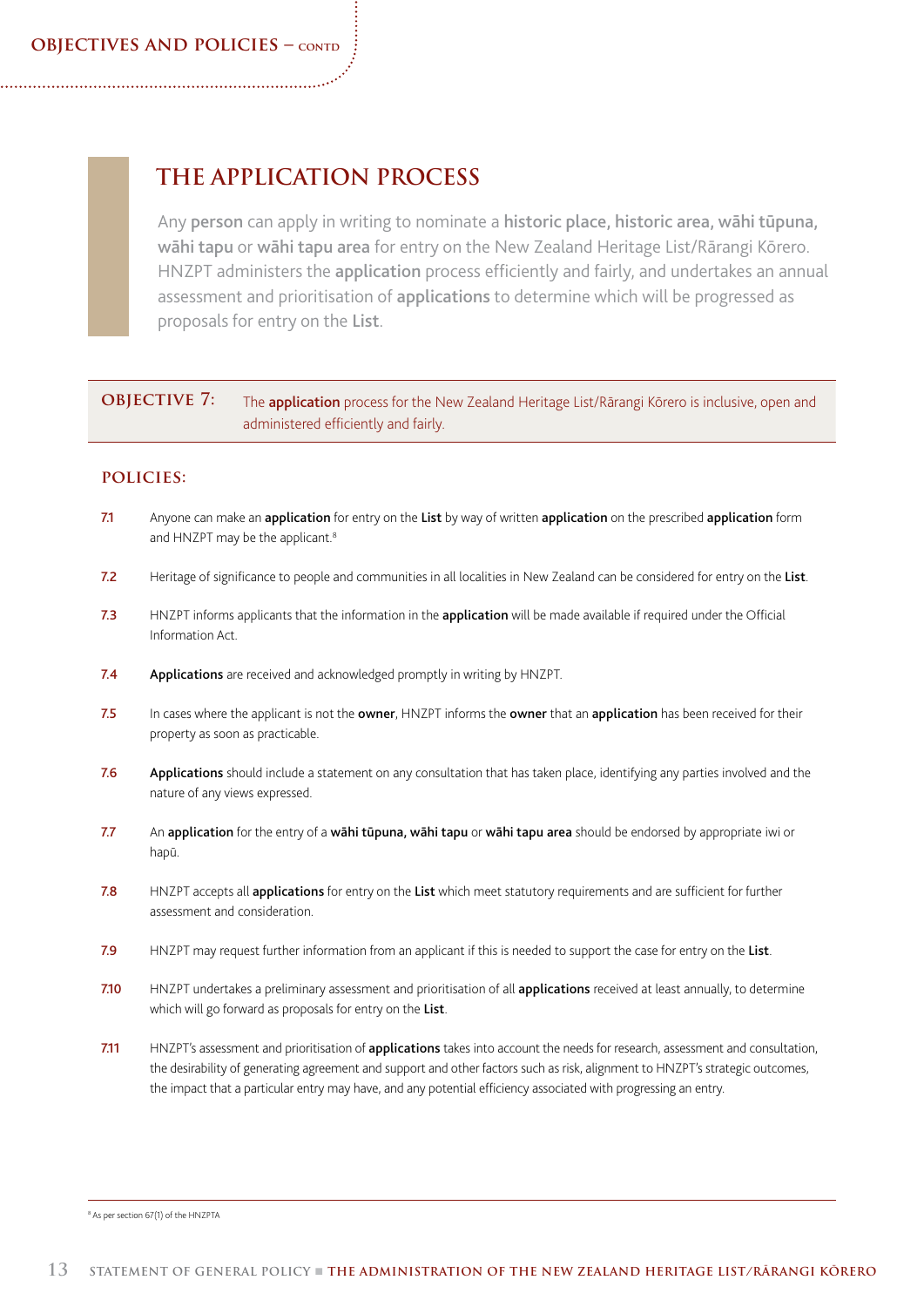## THE APPLICATION PROCESS

Any **person** can apply in writing to nominate a **historic place, historic area, wāhi tūpuna, wāhi tapu** or **wāhi tapu area** for entry on the New Zealand Heritage List/Rārangi Kōrero. HNZPT administers the **application** process efficiently and fairly, and undertakes an annual assessment and prioritisation of **applications** to determine which will be progressed as proposals for entry on the **List**.

**OBJECTIVE 7:** The **application** process for the New Zealand Heritage List/Rārangi Kōrero is inclusive, open and administered efficiently and fairly.

### POLICIES:

7.1 Anyone can make an **application** for entry on the **List** by way of written **application** on the prescribed **application** form and HNZPT may be the applicant.[8]

7.2 Heritage of significance to people and communities in all localities in New Zealand can be considered for entry on the **List**.

7.3 HNZPT informs applicants that the information in the **application** will be made available if required under the Official Information Act.

7.4 **Applications** are received and acknowledged promptly in writing by HNZPT.

7.5 In cases where the applicant is not the **owner**, HNZPT informs the **owner** that an **application** has been received for their property as soon as practicable.

7.6 **Applications** should include a statement on any consultation that has taken place, identifying any parties involved and the nature of any views expressed.

7.7 An **application** for the entry of a **wāhi tūpuna, wāhi tapu** or **wāhi tapu area** should be endorsed by appropriate iwi or hapū.

7.8 HNZPT accepts all **applications** for entry on the **List** which meet statutory requirements and are sufficient for further assessment and consideration.

7.9 HNZPT may request further information from an applicant if this is needed to support the case for entry on the **List**.

7.10 HNZPT undertakes a preliminary assessment and prioritisation of all **applications** received at least annually, to determine which will go forward as proposals for entry on the **List**.

7.11 HNZPT's assessment and prioritisation of **applications** takes into account the needs for research, assessment and consultation, the desirability of generating agreement and support and other factors such as risk, alignment to HNZPT's strategic outcomes, the impact that a particular entry may have, and any potential efficiency associated with progressing an entry.

---

[8] As per section 67(1) of the HNZPTA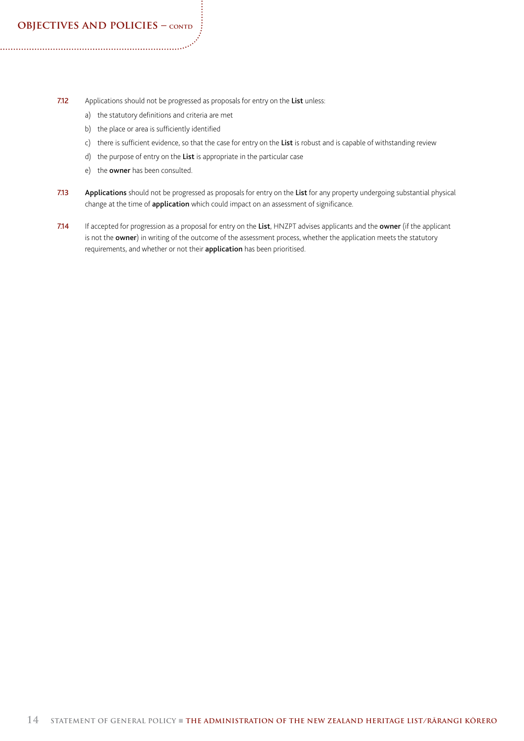7.12 Applications should not be progressed as proposals for entry on the **List** unless:

a) the statutory definitions and criteria are met

b) the place or area is sufficiently identified

c) there is sufficient evidence, so that the case for entry on the **List** is robust and is capable of withstanding review

d) the purpose of entry on the **List** is appropriate in the particular case

e) the **owner** has been consulted.

7.13 **Applications** should not be progressed as proposals for entry on the **List** for any property undergoing substantial physical change at the time of **application** which could impact on an assessment of significance.

7.14 If accepted for progression as a proposal for entry on the **List**, HNZPT advises applicants and the **owner** (if the applicant is not the **owner**) in writing of the outcome of the assessment process, whether the application meets the statutory requirements, and whether or not their **application** has been prioritised.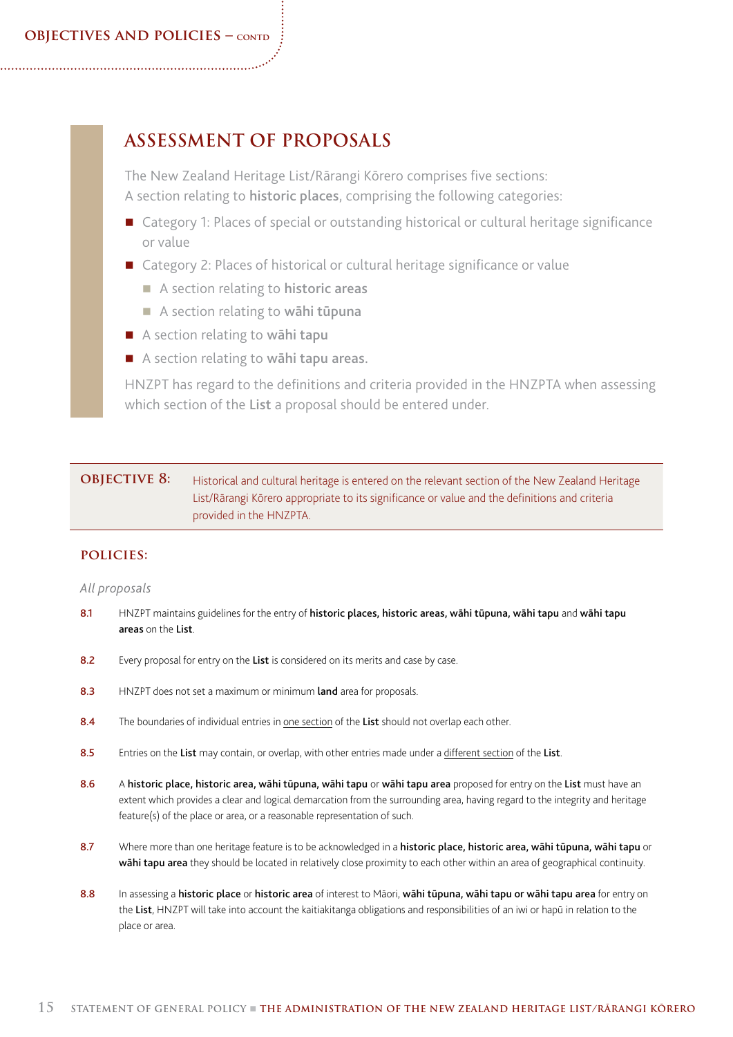## ASSESSMENT OF PROPOSALS

The New Zealand Heritage List/Rārangi Kōrero comprises five sections:
A section relating to **historic places**, comprising the following categories:

- Category 1: Places of special or outstanding historical or cultural heritage significance or value
- Category 2: Places of historical or cultural heritage significance or value
    - A section relating to **historic areas**
    - A section relating to **wāhi tūpuna**
- A section relating to **wāhi tapu**
- A section relating to **wāhi tapu areas.**

HNZPT has regard to the definitions and criteria provided in the HNZPTA when assessing which section of the **List** a proposal should be entered under.

**OBJECTIVE 8:** Historical and cultural heritage is entered on the relevant section of the New Zealand Heritage List/Rārangi Kōrero appropriate to its significance or value and the definitions and criteria provided in the HNZPTA.

### POLICIES:

*All proposals*

**8.1** HNZPT maintains guidelines for the entry of **historic places, historic areas, wāhi tūpuna, wāhi tapu** and **wāhi tapu areas** on the **List**.

**8.2** Every proposal for entry on the **List** is considered on its merits and case by case.

**8.3** HNZPT does not set a maximum or minimum **land** area for proposals.

**8.4** The boundaries of individual entries in one section of the **List** should not overlap each other.

**8.5** Entries on the **List** may contain, or overlap, with other entries made under a different section of the **List**.

**8.6** A **historic place, historic area, wāhi tūpuna, wāhi tapu** or **wāhi tapu area** proposed for entry on the **List** must have an extent which provides a clear and logical demarcation from the surrounding area, having regard to the integrity and heritage feature(s) of the place or area, or a reasonable representation of such.

**8.7** Where more than one heritage feature is to be acknowledged in a **historic place, historic area, wāhi tūpuna, wāhi tapu** or **wāhi tapu area** they should be located in relatively close proximity to each other within an area of geographical continuity.

**8.8** In assessing a **historic place** or **historic area** of interest to Māori, **wāhi tūpuna, wāhi tapu or wāhi tapu area** for entry on the **List**, HNZPT will take into account the kaitiakitanga obligations and responsibilities of an iwi or hapū in relation to the place or area.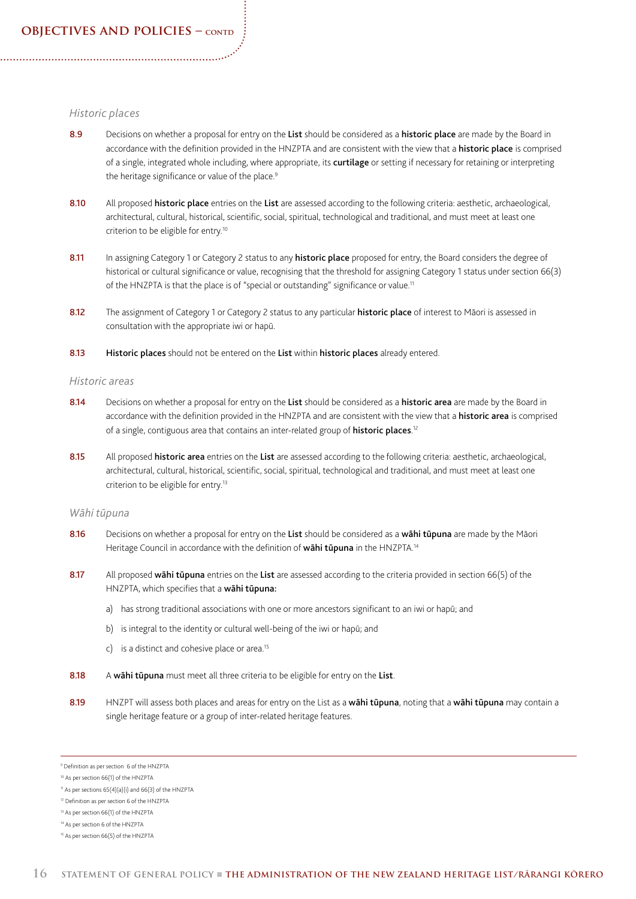## OBJECTIVES AND POLICIES – CONTD

*Historic places*

**8.9** Decisions on whether a proposal for entry on the **List** should be considered as a **historic place** are made by the Board in accordance with the definition provided in the HNZPTA and are consistent with the view that a **historic place** is comprised of a single, integrated whole including, where appropriate, its **curtilage** or setting if necessary for retaining or interpreting the heritage significance or value of the place.[9]

**8.10** All proposed **historic place** entries on the **List** are assessed according to the following criteria: aesthetic, archaeological, architectural, cultural, historical, scientific, social, spiritual, technological and traditional, and must meet at least one criterion to be eligible for entry.[10]

**8.11** In assigning Category 1 or Category 2 status to any **historic place** proposed for entry, the Board considers the degree of historical or cultural significance or value, recognising that the threshold for assigning Category 1 status under section 66(3) of the HNZPTA is that the place is of "special or outstanding" significance or value.[11]

**8.12** The assignment of Category 1 or Category 2 status to any particular **historic place** of interest to Māori is assessed in consultation with the appropriate iwi or hapū.

**8.13** **Historic places** should not be entered on the **List** within **historic places** already entered.

*Historic areas*

**8.14** Decisions on whether a proposal for entry on the **List** should be considered as a **historic area** are made by the Board in accordance with the definition provided in the HNZPTA and are consistent with the view that a **historic area** is comprised of a single, contiguous area that contains an inter-related group of **historic places**.[12]

**8.15** All proposed **historic area** entries on the **List** are assessed according to the following criteria: aesthetic, archaeological, architectural, cultural, historical, scientific, social, spiritual, technological and traditional, and must meet at least one criterion to be eligible for entry.[13]

*Wāhi tūpuna*

**8.16** Decisions on whether a proposal for entry on the **List** should be considered as a **wāhi tūpuna** are made by the Māori Heritage Council in accordance with the definition of **wāhi tūpuna** in the HNZPTA.[14]

**8.17** All proposed **wāhi tūpuna** entries on the **List** are assessed according to the criteria provided in section 66(5) of the HNZPTA, which specifies that a **wāhi tūpuna:**

a) has strong traditional associations with one or more ancestors significant to an iwi or hapū; and

b) is integral to the identity or cultural well-being of the iwi or hapū; and

c) is a distinct and cohesive place or area.[15]

**8.18** A **wāhi tūpuna** must meet all three criteria to be eligible for entry on the **List**.

**8.19** HNZPT will assess both places and areas for entry on the List as a **wāhi tūpuna**, noting that a **wāhi tūpuna** may contain a single heritage feature or a group of inter-related heritage features.

---

[9] Definition as per section 6 of the HNZPTA

[10] As per section 66(1) of the HNZPTA

[11] As per sections 65(4)(a)(i) and 66(3) of the HNZPTA

[12] Definition as per section 6 of the HNZPTA

[13] As per section 66(1) of the HNZPTA

[14] As per section 6 of the HNZPTA

[15] As per section 66(5) of the HNZPTA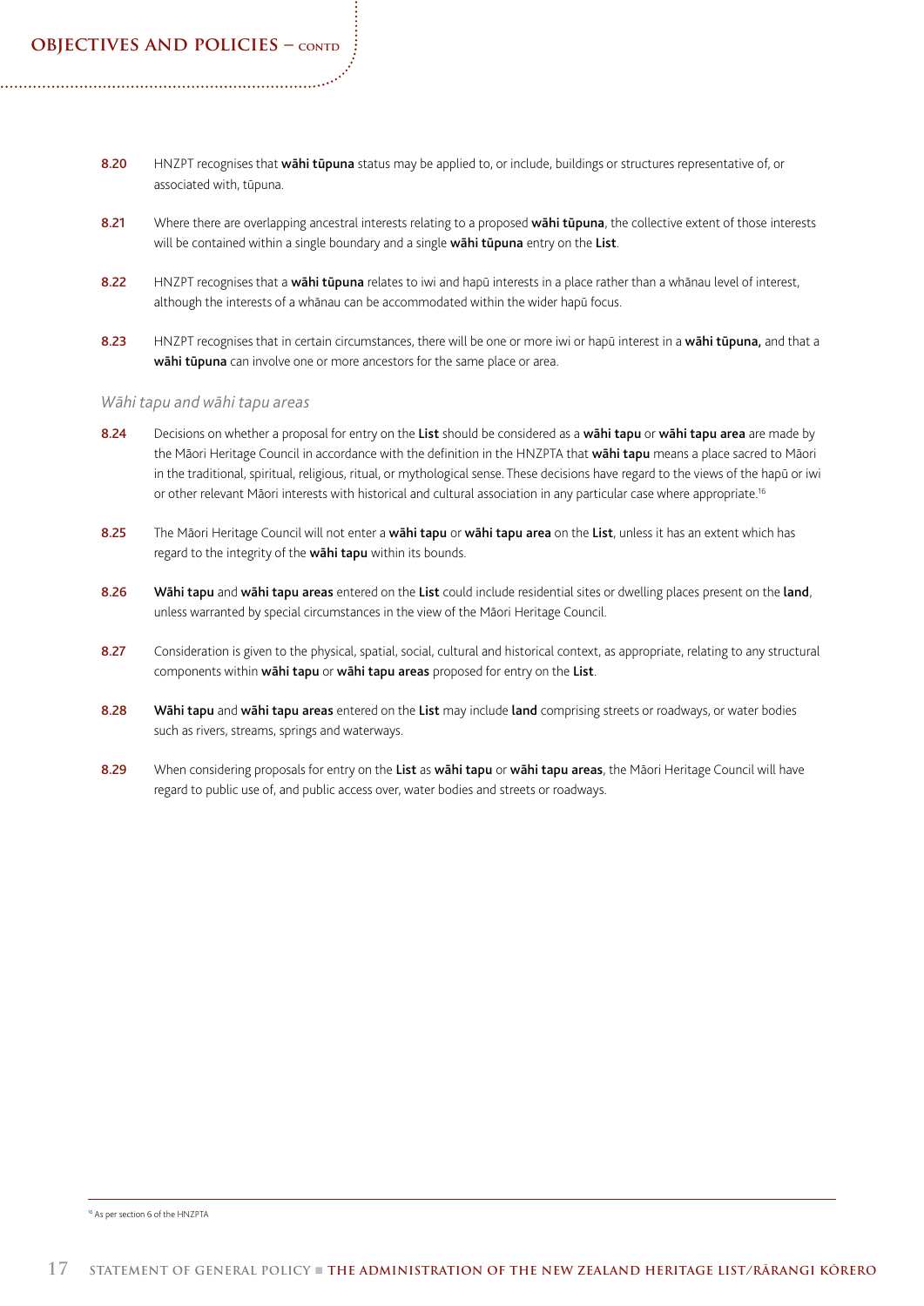**8.20** HNZPT recognises that **wāhi tūpuna** status may be applied to, or include, buildings or structures representative of, or associated with, tūpuna.

**8.21** Where there are overlapping ancestral interests relating to a proposed **wāhi tūpuna**, the collective extent of those interests will be contained within a single boundary and a single **wāhi tūpuna** entry on the **List**.

**8.22** HNZPT recognises that a **wāhi tūpuna** relates to iwi and hapū interests in a place rather than a whānau level of interest, although the interests of a whānau can be accommodated within the wider hapū focus.

**8.23** HNZPT recognises that in certain circumstances, there will be one or more iwi or hapū interest in a **wāhi tūpuna,** and that a **wāhi tūpuna** can involve one or more ancestors for the same place or area.

### *Wāhi tapu and wāhi tapu areas*

**8.24** Decisions on whether a proposal for entry on the **List** should be considered as a **wāhi tapu** or **wāhi tapu area** are made by the Māori Heritage Council in accordance with the definition in the HNZPTA that **wāhi tapu** means a place sacred to Māori in the traditional, spiritual, religious, ritual, or mythological sense. These decisions have regard to the views of the hapū or iwi or other relevant Māori interests with historical and cultural association in any particular case where appropriate.[16]

**8.25** The Māori Heritage Council will not enter a **wāhi tapu** or **wāhi tapu area** on the **List**, unless it has an extent which has regard to the integrity of the **wāhi tapu** within its bounds.

**8.26** **Wāhi tapu** and **wāhi tapu areas** entered on the **List** could include residential sites or dwelling places present on the **land**, unless warranted by special circumstances in the view of the Māori Heritage Council.

**8.27** Consideration is given to the physical, spatial, social, cultural and historical context, as appropriate, relating to any structural components within **wāhi tapu** or **wāhi tapu areas** proposed for entry on the **List**.

**8.28** **Wāhi tapu** and **wāhi tapu areas** entered on the **List** may include **land** comprising streets or roadways, or water bodies such as rivers, streams, springs and waterways.

**8.29** When considering proposals for entry on the **List** as **wāhi tapu** or **wāhi tapu areas**, the Māori Heritage Council will have regard to public use of, and public access over, water bodies and streets or roadways.

---

[16] As per section 6 of the HNZPTA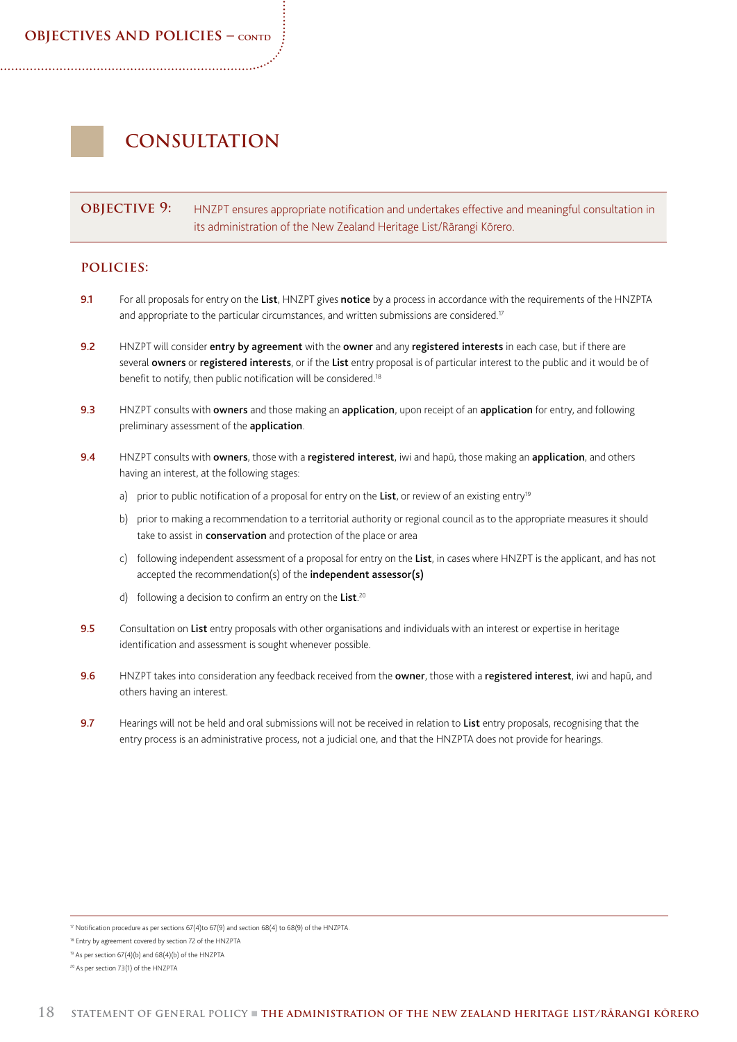# CONSULTATION

**OBJECTIVE 9:** HNZPT ensures appropriate notification and undertakes effective and meaningful consultation in its administration of the New Zealand Heritage List/Rārangi Kōrero.

## POLICIES:

**9.1** For all proposals for entry on the **List**, HNZPT gives **notice** by a process in accordance with the requirements of the HNZPTA and appropriate to the particular circumstances, and written submissions are considered.[17]

**9.2** HNZPT will consider **entry by agreement** with the **owner** and any **registered interests** in each case, but if there are several **owners** or **registered interests**, or if the **List** entry proposal is of particular interest to the public and it would be of benefit to notify, then public notification will be considered.[18]

**9.3** HNZPT consults with **owners** and those making an **application**, upon receipt of an **application** for entry, and following preliminary assessment of the **application**.

**9.4** HNZPT consults with **owners**, those with a **registered interest**, iwi and hapū, those making an **application**, and others having an interest, at the following stages:

a) prior to public notification of a proposal for entry on the **List**, or review of an existing entry[19]

b) prior to making a recommendation to a territorial authority or regional council as to the appropriate measures it should take to assist in **conservation** and protection of the place or area

c) following independent assessment of a proposal for entry on the **List**, in cases where HNZPT is the applicant, and has not accepted the recommendation(s) of the **independent assessor(s)**

d) following a decision to confirm an entry on the **List**.[20]

**9.5** Consultation on **List** entry proposals with other organisations and individuals with an interest or expertise in heritage identification and assessment is sought whenever possible.

**9.6** HNZPT takes into consideration any feedback received from the **owner**, those with a **registered interest**, iwi and hapū, and others having an interest.

**9.7** Hearings will not be held and oral submissions will not be received in relation to **List** entry proposals, recognising that the entry process is an administrative process, not a judicial one, and that the HNZPTA does not provide for hearings.

---

[17] Notification procedure as per sections 67(4)to 67(9) and section 68(4) to 68(9) of the HNZPTA.

[18] Entry by agreement covered by section 72 of the HNZPTA

[19] As per section 67(4)(b) and 68(4)(b) of the HNZPTA

[20] As per section 73(1) of the HNZPTA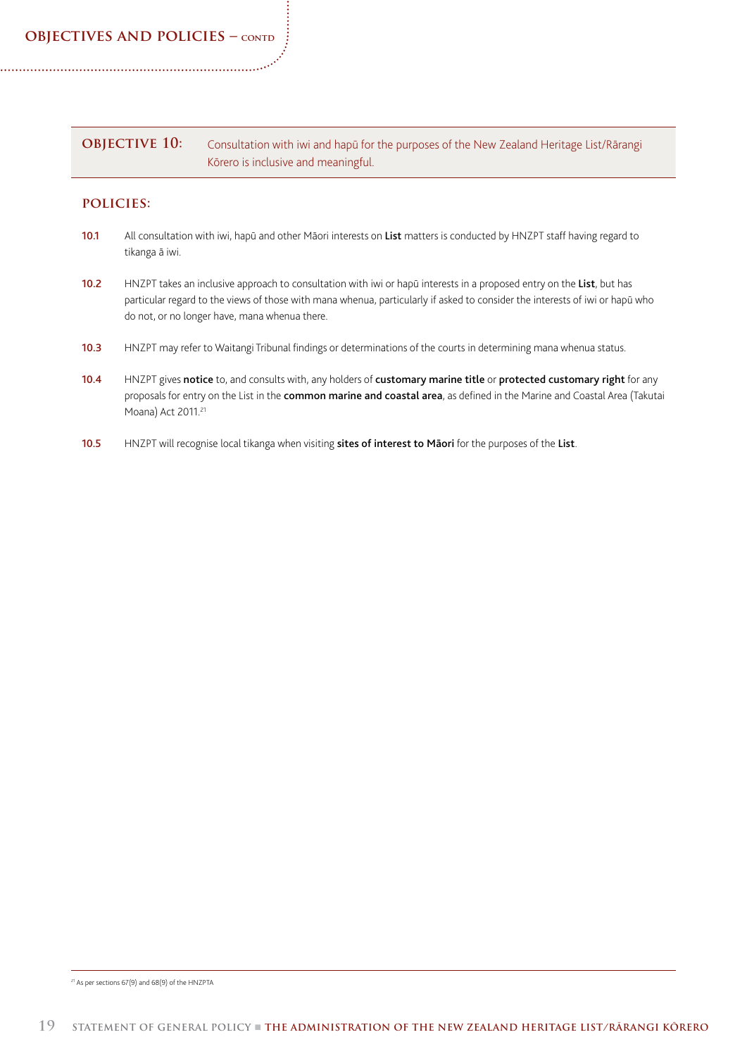## OBJECTIVE 10: Consultation with iwi and hapū for the purposes of the New Zealand Heritage List/Rārangi Kōrero is inclusive and meaningful.

### POLICIES:

**10.1** All consultation with iwi, hapū and other Māori interests on **List** matters is conducted by HNZPT staff having regard to tikanga ā iwi.

**10.2** HNZPT takes an inclusive approach to consultation with iwi or hapū interests in a proposed entry on the **List**, but has particular regard to the views of those with mana whenua, particularly if asked to consider the interests of iwi or hapū who do not, or no longer have, mana whenua there.

**10.3** HNZPT may refer to Waitangi Tribunal findings or determinations of the courts in determining mana whenua status.

**10.4** HNZPT gives **notice** to, and consults with, any holders of **customary marine title** or **protected customary right** for any proposals for entry on the List in the **common marine and coastal area**, as defined in the Marine and Coastal Area (Takutai Moana) Act 2011.[21]

**10.5** HNZPT will recognise local tikanga when visiting **sites of interest to Māori** for the purposes of the **List**.

---

[21] As per sections 67(9) and 68(9) of the HNZPTA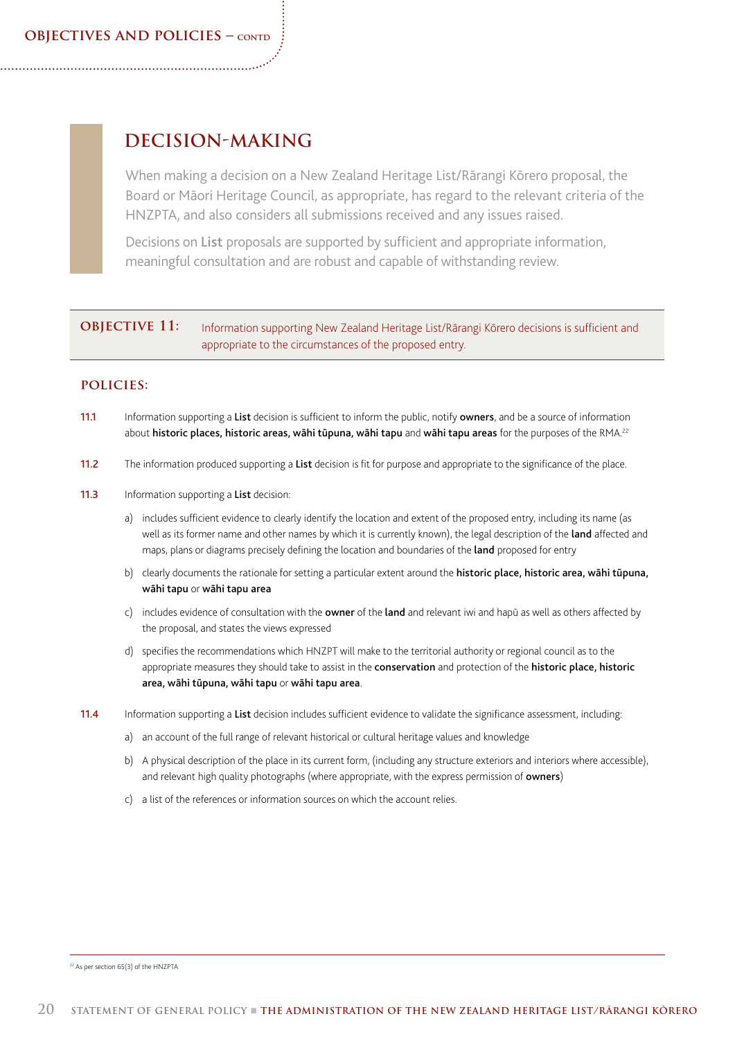## DECISION-MAKING

When making a decision on a New Zealand Heritage List/Rārangi Kōrero proposal, the Board or Māori Heritage Council, as appropriate, has regard to the relevant criteria of the HNZPTA, and also considers all submissions received and any issues raised.

Decisions on **List** proposals are supported by sufficient and appropriate information, meaningful consultation and are robust and capable of withstanding review.

### OBJECTIVE 11: Information supporting New Zealand Heritage List/Rārangi Kōrero decisions is sufficient and appropriate to the circumstances of the proposed entry.

#### POLICIES:

**11.1** Information supporting a **List** decision is sufficient to inform the public, notify **owners**, and be a source of information about **historic places, historic areas, wāhi tūpuna, wāhi tapu** and **wāhi tapu areas** for the purposes of the RMA.[22]

**11.2** The information produced supporting a **List** decision is fit for purpose and appropriate to the significance of the place.

**11.3** Information supporting a **List** decision:

a) includes sufficient evidence to clearly identify the location and extent of the proposed entry, including its name (as well as its former name and other names by which it is currently known), the legal description of the **land** affected and maps, plans or diagrams precisely defining the location and boundaries of the **land** proposed for entry

b) clearly documents the rationale for setting a particular extent around the **historic place, historic area, wāhi tūpuna, wāhi tapu** or **wāhi tapu area**

c) includes evidence of consultation with the **owner** of the **land** and relevant iwi and hapū as well as others affected by the proposal, and states the views expressed

d) specifies the recommendations which HNZPT will make to the territorial authority or regional council as to the appropriate measures they should take to assist in the **conservation** and protection of the **historic place, historic area, wāhi tūpuna, wāhi tapu** or **wāhi tapu area**.

**11.4** Information supporting a **List** decision includes sufficient evidence to validate the significance assessment, including:

a) an account of the full range of relevant historical or cultural heritage values and knowledge

b) A physical description of the place in its current form, (including any structure exteriors and interiors where accessible), and relevant high quality photographs (where appropriate, with the express permission of **owners**)

c) a list of the references or information sources on which the account relies.

---

[22] As per section 65(3) of the HNZPTA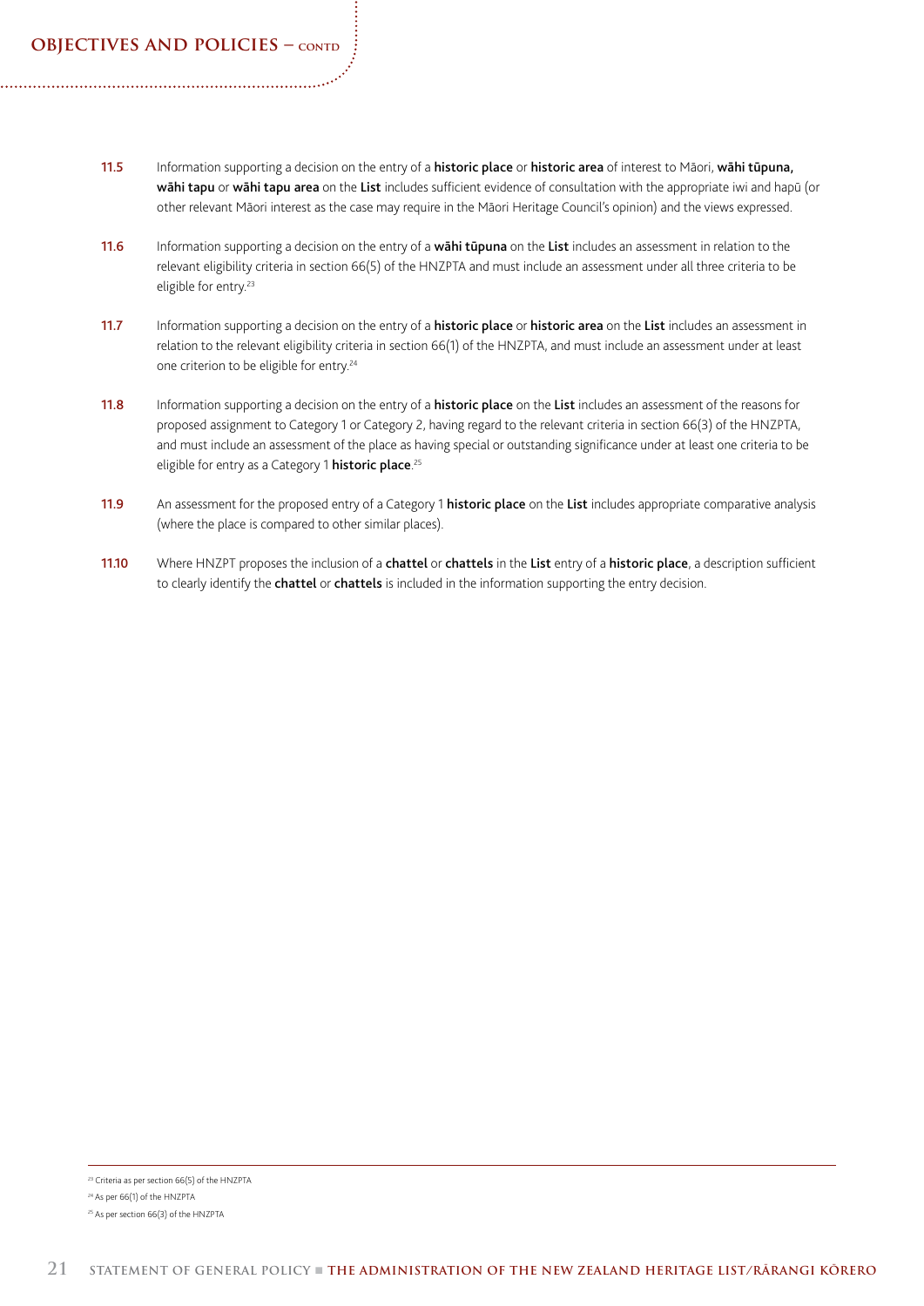**11.5** Information supporting a decision on the entry of a **historic place** or **historic area** of interest to Māori, **wāhi tūpuna, wāhi tapu** or **wāhi tapu area** on the **List** includes sufficient evidence of consultation with the appropriate iwi and hapū (or other relevant Māori interest as the case may require in the Māori Heritage Council's opinion) and the views expressed.

**11.6** Information supporting a decision on the entry of a **wāhi tūpuna** on the **List** includes an assessment in relation to the relevant eligibility criteria in section 66(5) of the HNZPTA and must include an assessment under all three criteria to be eligible for entry.[23]

**11.7** Information supporting a decision on the entry of a **historic place** or **historic area** on the **List** includes an assessment in relation to the relevant eligibility criteria in section 66(1) of the HNZPTA, and must include an assessment under at least one criterion to be eligible for entry.[24]

**11.8** Information supporting a decision on the entry of a **historic place** on the **List** includes an assessment of the reasons for proposed assignment to Category 1 or Category 2, having regard to the relevant criteria in section 66(3) of the HNZPTA, and must include an assessment of the place as having special or outstanding significance under at least one criteria to be eligible for entry as a Category 1 **historic place**.[25]

**11.9** An assessment for the proposed entry of a Category 1 **historic place** on the **List** includes appropriate comparative analysis (where the place is compared to other similar places).

**11.10** Where HNZPT proposes the inclusion of a **chattel** or **chattels** in the **List** entry of a **historic place**, a description sufficient to clearly identify the **chattel** or **chattels** is included in the information supporting the entry decision.

---

[23] Criteria as per section 66(5) of the HNZPTA

[24] As per 66(1) of the HNZPTA

[25] As per section 66(3) of the HNZPTA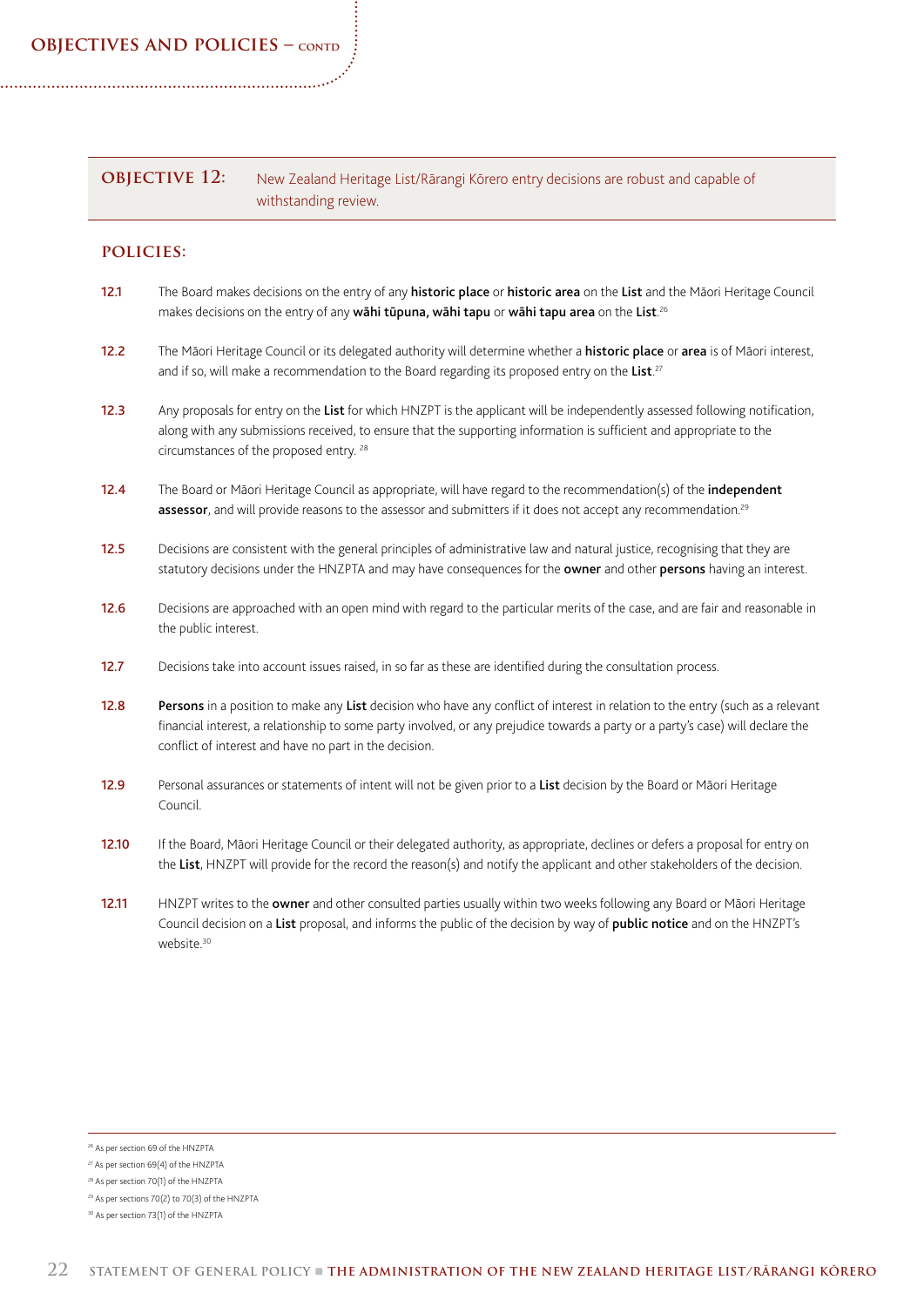## OBJECTIVE 12: New Zealand Heritage List/Rārangi Kōrero entry decisions are robust and capable of withstanding review.

### POLICIES:

**12.1** The Board makes decisions on the entry of any **historic place** or **historic area** on the **List** and the Māori Heritage Council makes decisions on the entry of any **wāhi tūpuna, wāhi tapu** or **wāhi tapu area** on the **List**.[26]

**12.2** The Māori Heritage Council or its delegated authority will determine whether a **historic place** or **area** is of Māori interest, and if so, will make a recommendation to the Board regarding its proposed entry on the **List**.[27]

**12.3** Any proposals for entry on the **List** for which HNZPT is the applicant will be independently assessed following notification, along with any submissions received, to ensure that the supporting information is sufficient and appropriate to the circumstances of the proposed entry.[28]

**12.4** The Board or Māori Heritage Council as appropriate, will have regard to the recommendation(s) of the **independent assessor**, and will provide reasons to the assessor and submitters if it does not accept any recommendation.[29]

**12.5** Decisions are consistent with the general principles of administrative law and natural justice, recognising that they are statutory decisions under the HNZPTA and may have consequences for the **owner** and other **persons** having an interest.

**12.6** Decisions are approached with an open mind with regard to the particular merits of the case, and are fair and reasonable in the public interest.

**12.7** Decisions take into account issues raised, in so far as these are identified during the consultation process.

**12.8** **Persons** in a position to make any **List** decision who have any conflict of interest in relation to the entry (such as a relevant financial interest, a relationship to some party involved, or any prejudice towards a party or a party's case) will declare the conflict of interest and have no part in the decision.

**12.9** Personal assurances or statements of intent will not be given prior to a **List** decision by the Board or Māori Heritage Council.

**12.10** If the Board, Māori Heritage Council or their delegated authority, as appropriate, declines or defers a proposal for entry on the **List**, HNZPT will provide for the record the reason(s) and notify the applicant and other stakeholders of the decision.

**12.11** HNZPT writes to the **owner** and other consulted parties usually within two weeks following any Board or Māori Heritage Council decision on a **List** proposal, and informs the public of the decision by way of **public notice** and on the HNZPT's website.[30]

---

[26] As per section 69 of the HNZPTA

[27] As per section 69(4) of the HNZPTA

[28] As per section 70(1) of the HNZPTA

[29] As per sections 70(2) to 70(3) of the HNZPTA

[30] As per section 73(1) of the HNZPTA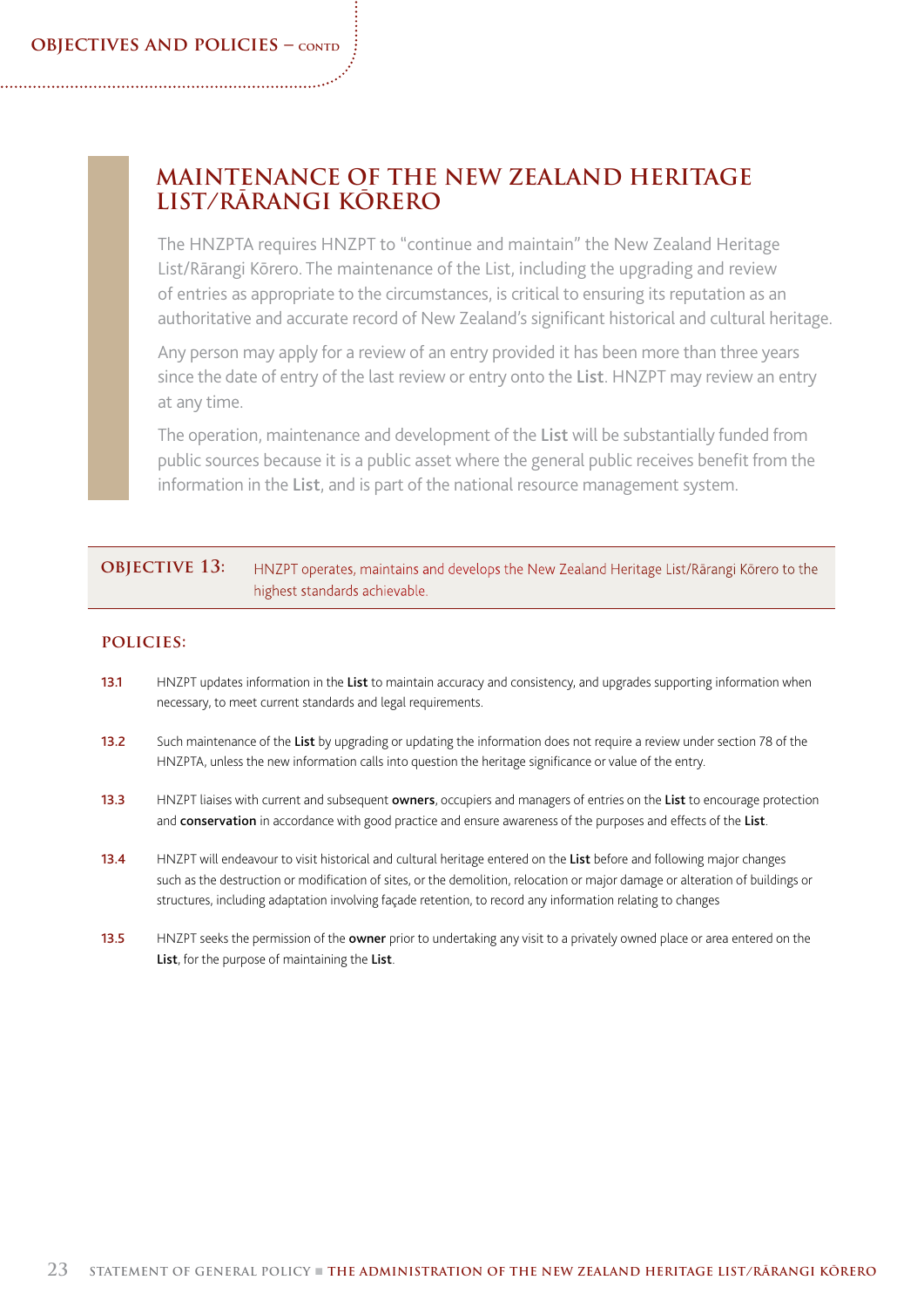## MAINTENANCE OF THE NEW ZEALAND HERITAGE LIST/RĀRANGI KŌRERO

The HNZPTA requires HNZPT to "continue and maintain" the New Zealand Heritage List/Rārangi Kōrero. The maintenance of the List, including the upgrading and review of entries as appropriate to the circumstances, is critical to ensuring its reputation as an authoritative and accurate record of New Zealand's significant historical and cultural heritage.

Any person may apply for a review of an entry provided it has been more than three years since the date of entry of the last review or entry onto the **List**. HNZPT may review an entry at any time.

The operation, maintenance and development of the **List** will be substantially funded from public sources because it is a public asset where the general public receives benefit from the information in the **List**, and is part of the national resource management system.

**OBJECTIVE 13:** HNZPT operates, maintains and develops the New Zealand Heritage List/Rārangi Kōrero to the highest standards achievable.

### POLICIES:

**13.1** HNZPT updates information in the **List** to maintain accuracy and consistency, and upgrades supporting information when necessary, to meet current standards and legal requirements.

**13.2** Such maintenance of the **List** by upgrading or updating the information does not require a review under section 78 of the HNZPTA, unless the new information calls into question the heritage significance or value of the entry.

**13.3** HNZPT liaises with current and subsequent **owners**, occupiers and managers of entries on the **List** to encourage protection and **conservation** in accordance with good practice and ensure awareness of the purposes and effects of the **List**.

**13.4** HNZPT will endeavour to visit historical and cultural heritage entered on the **List** before and following major changes such as the destruction or modification of sites, or the demolition, relocation or major damage or alteration of buildings or structures, including adaptation involving façade retention, to record any information relating to changes

**13.5** HNZPT seeks the permission of the **owner** prior to undertaking any visit to a privately owned place or area entered on the **List**, for the purpose of maintaining the **List**.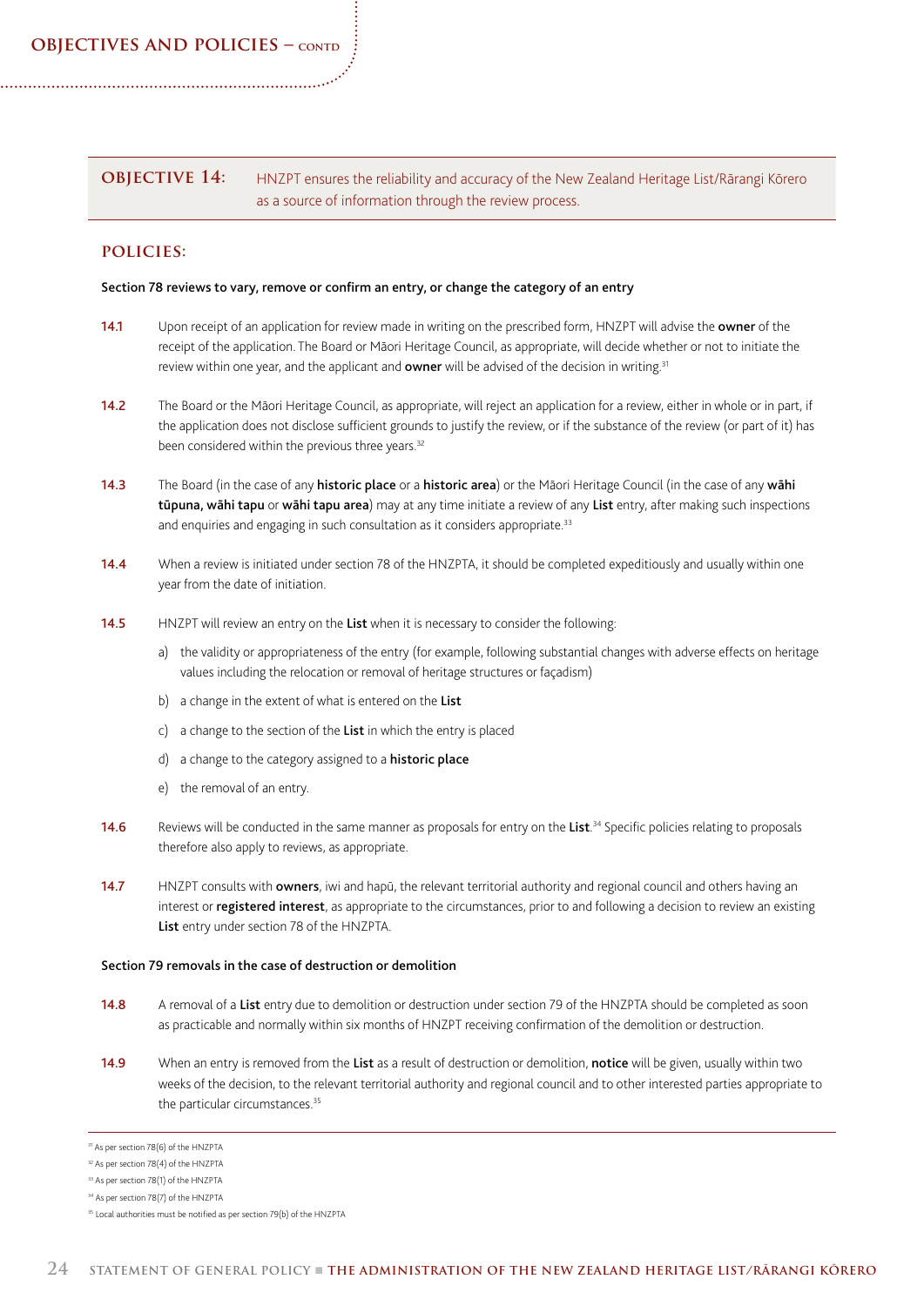## OBJECTIVE 14:

HNZPT ensures the reliability and accuracy of the New Zealand Heritage List/Rārangi Kōrero as a source of information through the review process.

### POLICIES:

**Section 78 reviews to vary, remove or confirm an entry, or change the category of an entry**

**14.1** Upon receipt of an application for review made in writing on the prescribed form, HNZPT will advise the **owner** of the receipt of the application. The Board or Māori Heritage Council, as appropriate, will decide whether or not to initiate the review within one year, and the applicant and **owner** will be advised of the decision in writing.[31]

**14.2** The Board or the Māori Heritage Council, as appropriate, will reject an application for a review, either in whole or in part, if the application does not disclose sufficient grounds to justify the review, or if the substance of the review (or part of it) has been considered within the previous three years.[32]

**14.3** The Board (in the case of any **historic place** or a **historic area**) or the Māori Heritage Council (in the case of any **wāhi tūpuna, wāhi tapu** or **wāhi tapu area**) may at any time initiate a review of any **List** entry, after making such inspections and enquiries and engaging in such consultation as it considers appropriate.[33]

**14.4** When a review is initiated under section 78 of the HNZPTA, it should be completed expeditiously and usually within one year from the date of initiation.

**14.5** HNZPT will review an entry on the **List** when it is necessary to consider the following:

a) the validity or appropriateness of the entry (for example, following substantial changes with adverse effects on heritage values including the relocation or removal of heritage structures or façadism)

b) a change in the extent of what is entered on the **List**

c) a change to the section of the **List** in which the entry is placed

d) a change to the category assigned to a **historic place**

e) the removal of an entry.

**14.6** Reviews will be conducted in the same manner as proposals for entry on the **List**.[34] Specific policies relating to proposals therefore also apply to reviews, as appropriate.

**14.7** HNZPT consults with **owners**, iwi and hapū, the relevant territorial authority and regional council and others having an interest or **registered interest**, as appropriate to the circumstances, prior to and following a decision to review an existing **List** entry under section 78 of the HNZPTA.

**Section 79 removals in the case of destruction or demolition**

**14.8** A removal of a **List** entry due to demolition or destruction under section 79 of the HNZPTA should be completed as soon as practicable and normally within six months of HNZPT receiving confirmation of the demolition or destruction.

**14.9** When an entry is removed from the **List** as a result of destruction or demolition, **notice** will be given, usually within two weeks of the decision, to the relevant territorial authority and regional council and to other interested parties appropriate to the particular circumstances.[35]

---

[31] As per section 78(6) of the HNZPTA

[32] As per section 78(4) of the HNZPTA

[33] As per section 78(1) of the HNZPTA

[34] As per section 78(7) of the HNZPTA

[35] Local authorities must be notified as per section 79(b) of the HNZPTA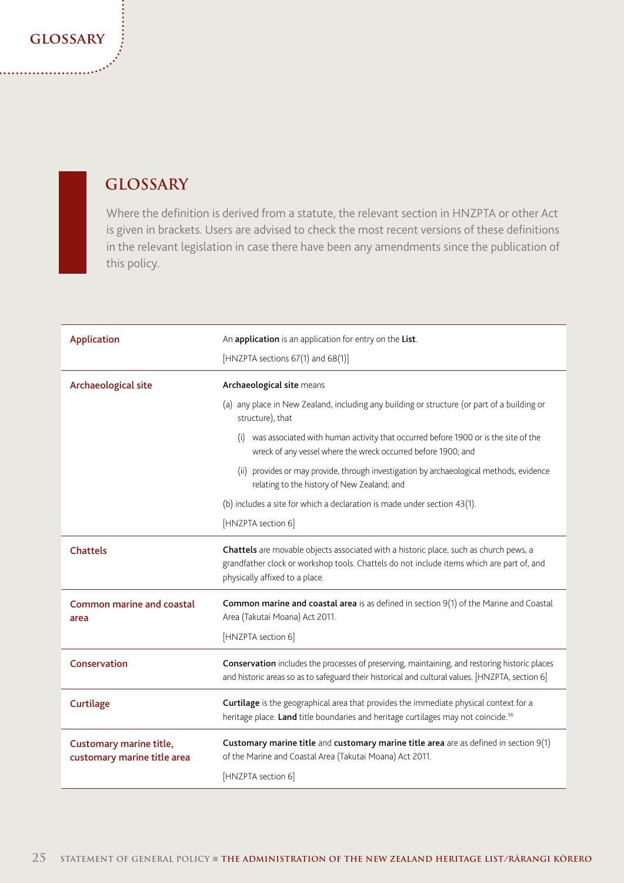## GLOSSARY

Where the definition is derived from a statute, the relevant section in HNZPTA or other Act is given in brackets. Users are advised to check the most recent versions of these definitions in the relevant legislation in case there have been any amendments since the publication of this policy.

| Term | Definition |
|---|---|
| Application | An **application** is an application for entry on the **List**.<br>[HNZPTA sections 67(1) and 68(1)] |
| Archaeological site | **Archaeological site** means<br>(a) any place in New Zealand, including any building or structure (or part of a building or structure), that<br>(i) was associated with human activity that occurred before 1900 or is the site of the wreck of any vessel where the wreck occurred before 1900; and<br>(ii) provides or may provide, through investigation by archaeological methods, evidence relating to the history of New Zealand; and<br>(b) includes a site for which a declaration is made under section 43(1).<br>[HNZPTA section 6] |
| Chattels | **Chattels** are movable objects associated with a historic place, such as church pews, a grandfather clock or workshop tools. Chattels do not include items which are part of, and physically affixed to a place. |
| Common marine and coastal area | **Common marine and coastal area** is as defined in section 9(1) of the Marine and Coastal Area (Takutai Moana) Act 2011.<br>[HNZPTA section 6] |
| Conservation | **Conservation** includes the processes of preserving, maintaining, and restoring historic places and historic areas so as to safeguard their historical and cultural values. [HNZPTA, section 6] |
| Curtilage | **Curtilage** is the geographical area that provides the immediate physical context for a heritage place. **Land** title boundaries and heritage curtilages may not coincide.[36] |
| Customary marine title, customary marine title area | **Customary marine title** and **customary marine title area** are as defined in section 9(1) of the Marine and Coastal Area (Takutai Moana) Act 2011.<br>[HNZPTA section 6] |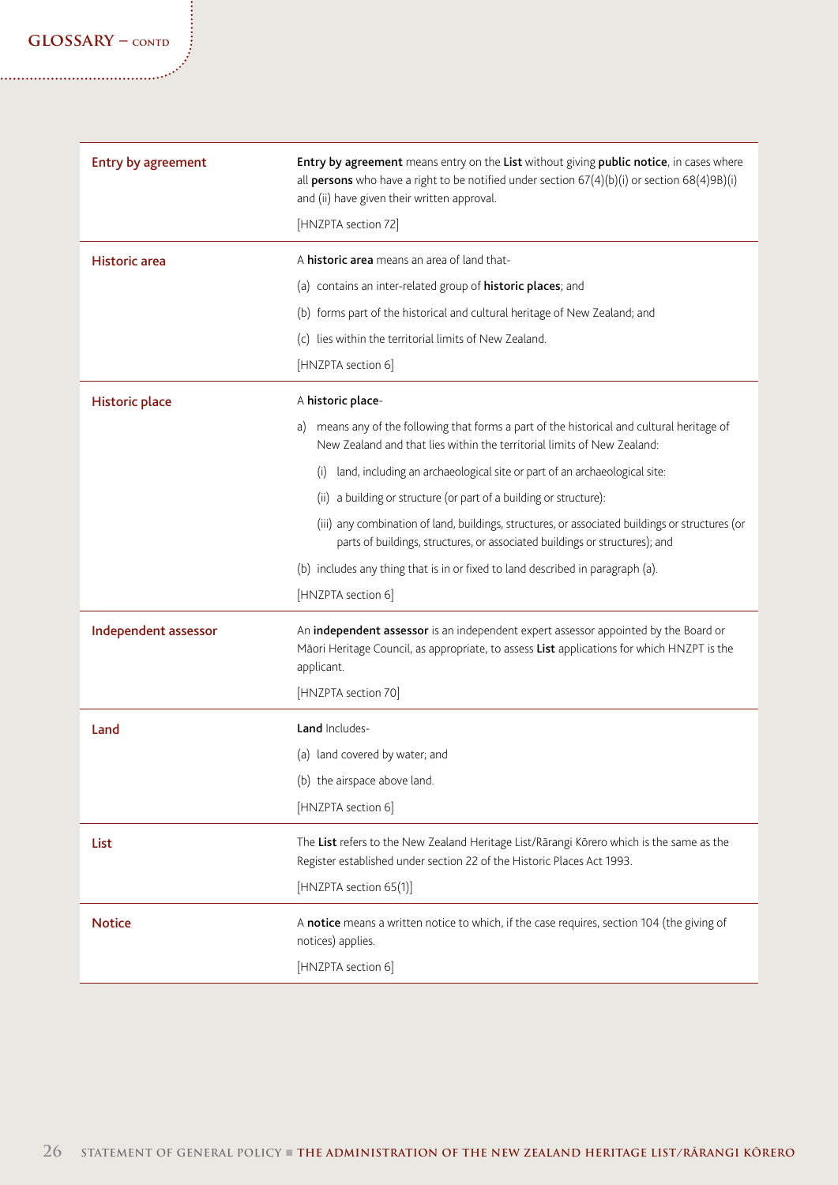## GLOSSARY – CONTD

| | |
|---|---|
| **Entry by agreement** | **Entry by agreement** means entry on the **List** without giving **public notice**, in cases where all **persons** who have a right to be notified under section 67(4)(b)(i) or section 68(4)9B)(i) and (ii) have given their written approval.<br><br>[HNZPTA section 72] |
| **Historic area** | A **historic area** means an area of land that-<br><br>(a) contains an inter-related group of **historic places**; and<br><br>(b) forms part of the historical and cultural heritage of New Zealand; and<br><br>(c) lies within the territorial limits of New Zealand.<br><br>[HNZPTA section 6] |
| **Historic place** | A **historic place**-<br><br>a) means any of the following that forms a part of the historical and cultural heritage of New Zealand and that lies within the territorial limits of New Zealand:<br><br>(i) land, including an archaeological site or part of an archaeological site:<br><br>(ii) a building or structure (or part of a building or structure):<br><br>(iii) any combination of land, buildings, structures, or associated buildings or structures (or parts of buildings, structures, or associated buildings or structures); and<br><br>(b) includes any thing that is in or fixed to land described in paragraph (a).<br><br>[HNZPTA section 6] |
| **Independent assessor** | An **independent assessor** is an independent expert assessor appointed by the Board or Māori Heritage Council, as appropriate, to assess **List** applications for which HNZPT is the applicant.<br><br>[HNZPTA section 70] |
| **Land** | **Land** Includes-<br><br>(a) land covered by water; and<br><br>(b) the airspace above land.<br><br>[HNZPTA section 6] |
| **List** | The **List** refers to the New Zealand Heritage List/Rārangi Kōrero which is the same as the Register established under section 22 of the Historic Places Act 1993.<br><br>[HNZPTA section 65(1)] |
| **Notice** | A **notice** means a written notice to which, if the case requires, section 104 (the giving of notices) applies.<br><br>[HNZPTA section 6] |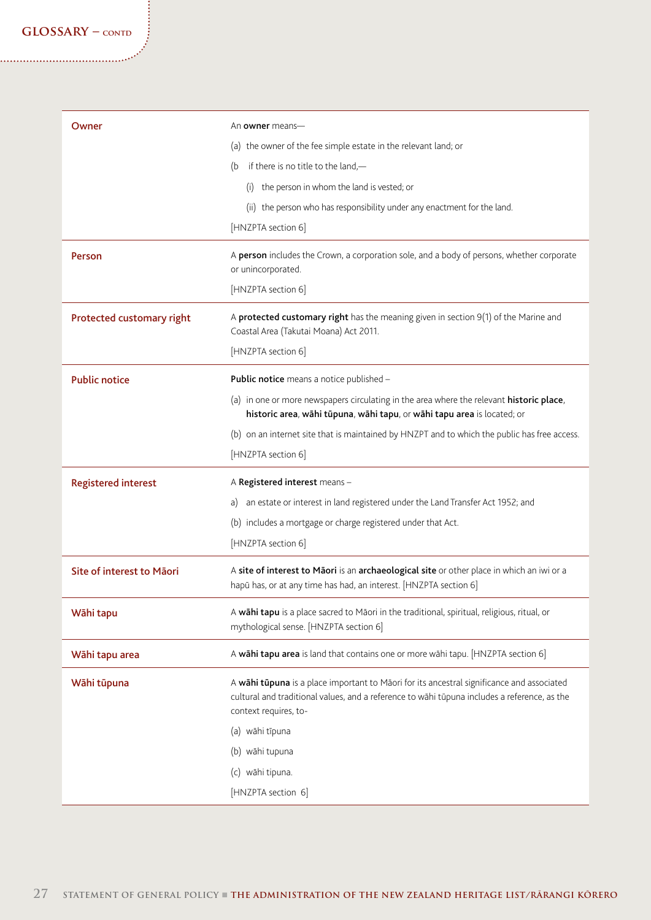## GLOSSARY – CONTD

| | |
|---|---|
| **Owner** | An **owner** means—<br>(a) the owner of the fee simple estate in the relevant land; or<br>(b if there is no title to the land,—<br>(i) the person in whom the land is vested; or<br>(ii) the person who has responsibility under any enactment for the land.<br>[HNZPTA section 6] |
| **Person** | A **person** includes the Crown, a corporation sole, and a body of persons, whether corporate or unincorporated.<br>[HNZPTA section 6] |
| **Protected customary right** | A **protected customary right** has the meaning given in section 9(1) of the Marine and Coastal Area (Takutai Moana) Act 2011.<br>[HNZPTA section 6] |
| **Public notice** | **Public notice** means a notice published –<br>(a) in one or more newspapers circulating in the area where the relevant **historic place**, **historic area**, **wāhi tūpuna**, **wāhi tapu**, or **wāhi tapu area** is located; or<br>(b) on an internet site that is maintained by HNZPT and to which the public has free access.<br>[HNZPTA section 6] |
| **Registered interest** | A **Registered interest** means –<br>a) an estate or interest in land registered under the Land Transfer Act 1952; and<br>(b) includes a mortgage or charge registered under that Act.<br>[HNZPTA section 6] |
| **Site of interest to Māori** | A **site of interest to Māori** is an **archaeological site** or other place in which an iwi or a hapū has, or at any time has had, an interest. [HNZPTA section 6] |
| **Wāhi tapu** | A **wāhi tapu** is a place sacred to Māori in the traditional, spiritual, religious, ritual, or mythological sense. [HNZPTA section 6] |
| **Wāhi tapu area** | A **wāhi tapu area** is land that contains one or more wāhi tapu. [HNZPTA section 6] |
| **Wāhi tūpuna** | A **wāhi tūpuna** is a place important to Māori for its ancestral significance and associated cultural and traditional values, and a reference to wāhi tūpuna includes a reference, as the context requires, to-<br>(a) wāhi tīpuna<br>(b) wāhi tupuna<br>(c) wāhi tipuna.<br>[HNZPTA section 6] |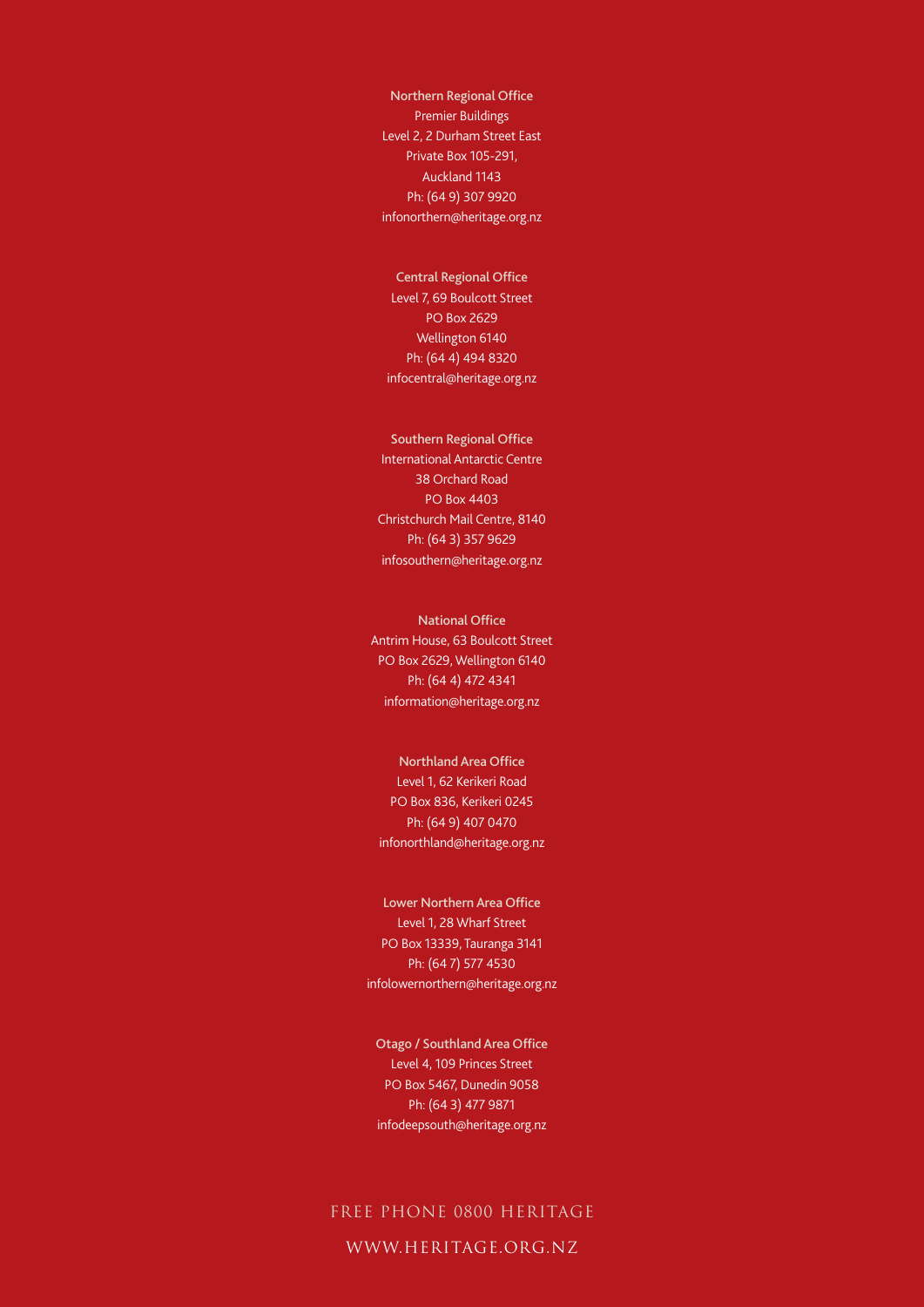**Northern Regional Office**
Premier Buildings
Level 2, 2 Durham Street East
Private Box 105-291,
Auckland 1143
Ph: (64 9) 307 9920
infonorthern@heritage.org.nz

**Central Regional Office**
Level 7, 69 Boulcott Street
PO Box 2629
Wellington 6140
Ph: (64 4) 494 8320
infocentral@heritage.org.nz

**Southern Regional Office**
International Antarctic Centre
38 Orchard Road
PO Box 4403
Christchurch Mail Centre, 8140
Ph: (64 3) 357 9629
infosouthern@heritage.org.nz

**National Office**
Antrim House, 63 Boulcott Street
PO Box 2629, Wellington 6140
Ph: (64 4) 472 4341
information@heritage.org.nz

**Northland Area Office**
Level 1, 62 Kerikeri Road
PO Box 836, Kerikeri 0245
Ph: (64 9) 407 0470
infonorthland@heritage.org.nz

**Lower Northern Area Office**
Level 1, 28 Wharf Street
PO Box 13339, Tauranga 3141
Ph: (64 7) 577 4530
infolowernorthern@heritage.org.nz

**Otago / Southland Area Office**
Level 4, 109 Princes Street
PO Box 5467, Dunedin 9058
Ph: (64 3) 477 9871
infodeepsouth@heritage.org.nz

FREE PHONE 0800 HERITAGE

WWW.HERITAGE.ORG.NZ